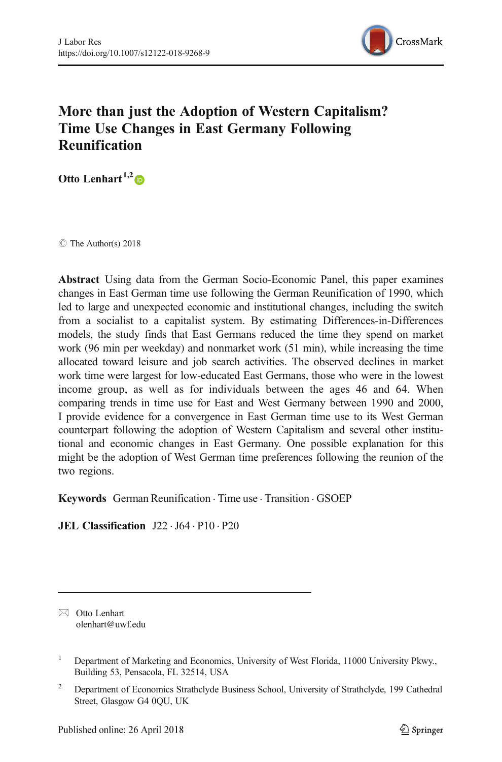# More than just the Adoption of Western Capitalism? Time Use Changes in East Germany Following Reunification

**Otto Lenhart**[1,2]

© The Author(s) 2018

**Abstract** Using data from the German Socio-Economic Panel, this paper examines changes in East German time use following the German Reunification of 1990, which led to large and unexpected economic and institutional changes, including the switch from a socialist to a capitalist system. By estimating Differences-in-Differences models, the study finds that East Germans reduced the time they spend on market work (96 min per weekday) and nonmarket work (51 min), while increasing the time allocated toward leisure and job search activities. The observed declines in market work time were largest for low-educated East Germans, those who were in the lowest income group, as well as for individuals between the ages 46 and 64. When comparing trends in time use for East and West Germany between 1990 and 2000, I provide evidence for a convergence in East German time use to its West German counterpart following the adoption of Western Capitalism and several other institutional and economic changes in East Germany. One possible explanation for this might be the adoption of West German time preferences following the reunion of the two regions.

**Keywords** German Reunification · Time use · Transition · GSOEP

**JEL Classification** J22 · J64 · P10 · P20

---

✉ Otto Lenhart
olenhart@uwf.edu

[1] Department of Marketing and Economics, University of West Florida, 11000 University Pkwy., Building 53, Pensacola, FL 32514, USA

[2] Department of Economics Strathclyde Business School, University of Strathclyde, 199 Cathedral Street, Glasgow G4 0QU, UK

Published online: 26 April 2018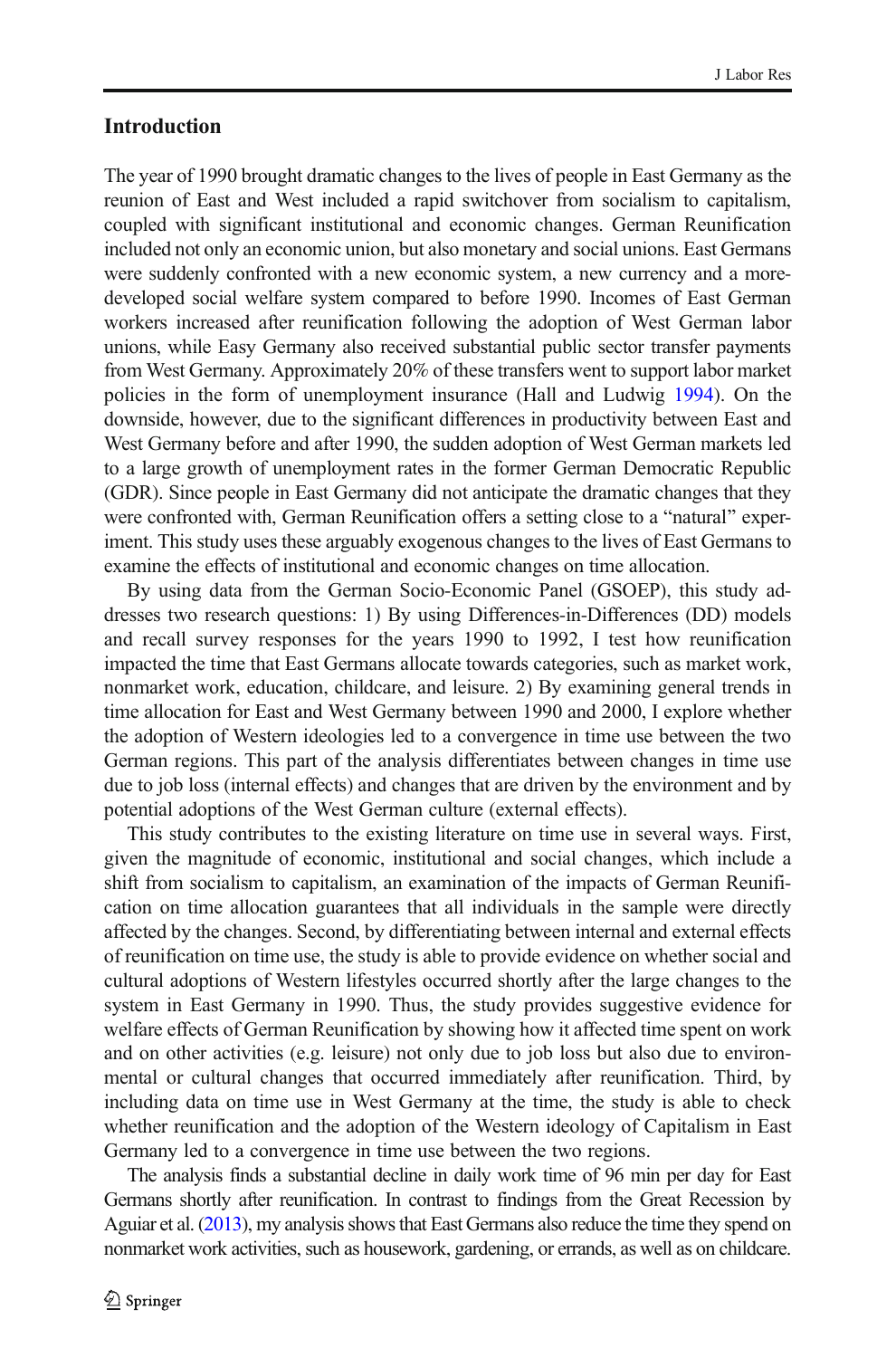## Introduction

The year of 1990 brought dramatic changes to the lives of people in East Germany as the reunion of East and West included a rapid switchover from socialism to capitalism, coupled with significant institutional and economic changes. German Reunification included not only an economic union, but also monetary and social unions. East Germans were suddenly confronted with a new economic system, a new currency and a more-developed social welfare system compared to before 1990. Incomes of East German workers increased after reunification following the adoption of West German labor unions, while Easy Germany also received substantial public sector transfer payments from West Germany. Approximately 20% of these transfers went to support labor market policies in the form of unemployment insurance (Hall and Ludwig 1994). On the downside, however, due to the significant differences in productivity between East and West Germany before and after 1990, the sudden adoption of West German markets led to a large growth of unemployment rates in the former German Democratic Republic (GDR). Since people in East Germany did not anticipate the dramatic changes that they were confronted with, German Reunification offers a setting close to a "natural" experiment. This study uses these arguably exogenous changes to the lives of East Germans to examine the effects of institutional and economic changes on time allocation.

By using data from the German Socio-Economic Panel (GSOEP), this study addresses two research questions: 1) By using Differences-in-Differences (DD) models and recall survey responses for the years 1990 to 1992, I test how reunification impacted the time that East Germans allocate towards categories, such as market work, nonmarket work, education, childcare, and leisure. 2) By examining general trends in time allocation for East and West Germany between 1990 and 2000, I explore whether the adoption of Western ideologies led to a convergence in time use between the two German regions. This part of the analysis differentiates between changes in time use due to job loss (internal effects) and changes that are driven by the environment and by potential adoptions of the West German culture (external effects).

This study contributes to the existing literature on time use in several ways. First, given the magnitude of economic, institutional and social changes, which include a shift from socialism to capitalism, an examination of the impacts of German Reunification on time allocation guarantees that all individuals in the sample were directly affected by the changes. Second, by differentiating between internal and external effects of reunification on time use, the study is able to provide evidence on whether social and cultural adoptions of Western lifestyles occurred shortly after the large changes to the system in East Germany in 1990. Thus, the study provides suggestive evidence for welfare effects of German Reunification by showing how it affected time spent on work and on other activities (e.g. leisure) not only due to job loss but also due to environmental or cultural changes that occurred immediately after reunification. Third, by including data on time use in West Germany at the time, the study is able to check whether reunification and the adoption of the Western ideology of Capitalism in East Germany led to a convergence in time use between the two regions.

The analysis finds a substantial decline in daily work time of 96 min per day for East Germans shortly after reunification. In contrast to findings from the Great Recession by Aguiar et al. (2013), my analysis shows that East Germans also reduce the time they spend on nonmarket work activities, such as housework, gardening, or errands, as well as on childcare.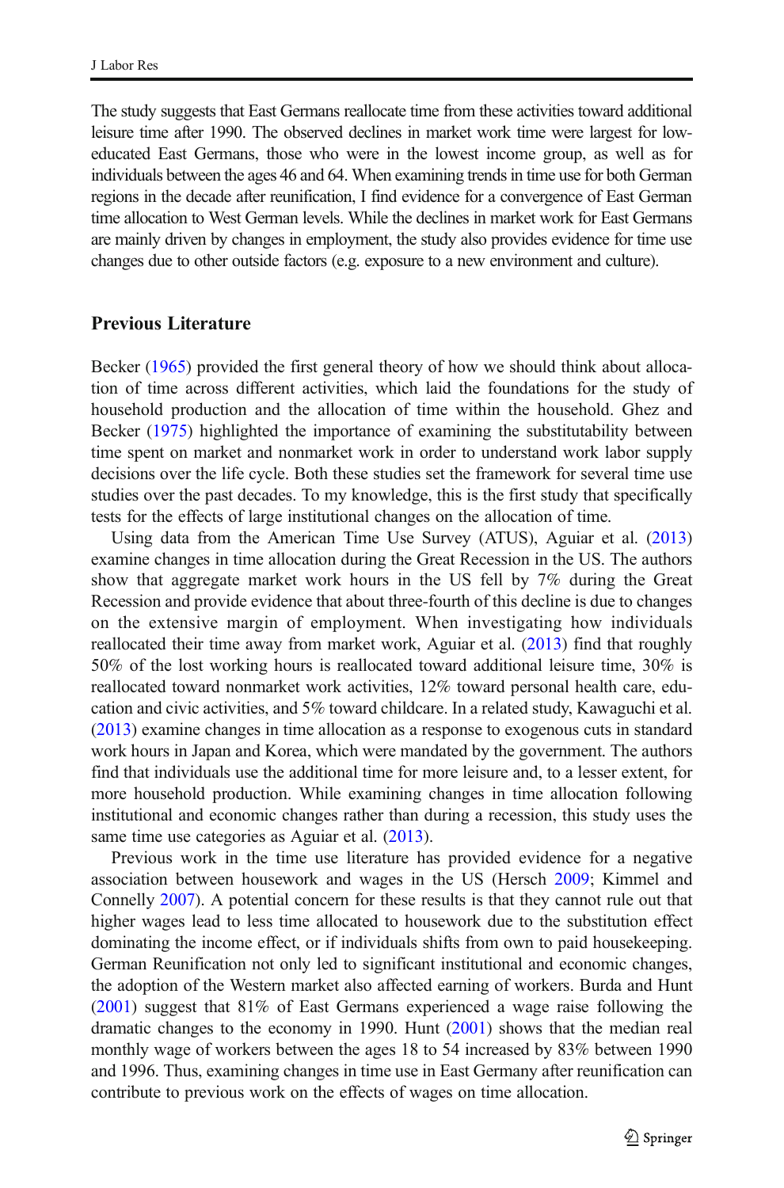The study suggests that East Germans reallocate time from these activities toward additional leisure time after 1990. The observed declines in market work time were largest for low-educated East Germans, those who were in the lowest income group, as well as for individuals between the ages 46 and 64. When examining trends in time use for both German regions in the decade after reunification, I find evidence for a convergence of East German time allocation to West German levels. While the declines in market work for East Germans are mainly driven by changes in employment, the study also provides evidence for time use changes due to other outside factors (e.g. exposure to a new environment and culture).

## Previous Literature

Becker (1965) provided the first general theory of how we should think about allocation of time across different activities, which laid the foundations for the study of household production and the allocation of time within the household. Ghez and Becker (1975) highlighted the importance of examining the substitutability between time spent on market and nonmarket work in order to understand work labor supply decisions over the life cycle. Both these studies set the framework for several time use studies over the past decades. To my knowledge, this is the first study that specifically tests for the effects of large institutional changes on the allocation of time.

Using data from the American Time Use Survey (ATUS), Aguiar et al. (2013) examine changes in time allocation during the Great Recession in the US. The authors show that aggregate market work hours in the US fell by 7% during the Great Recession and provide evidence that about three-fourth of this decline is due to changes on the extensive margin of employment. When investigating how individuals reallocated their time away from market work, Aguiar et al. (2013) find that roughly 50% of the lost working hours is reallocated toward additional leisure time, 30% is reallocated toward nonmarket work activities, 12% toward personal health care, education and civic activities, and 5% toward childcare. In a related study, Kawaguchi et al. (2013) examine changes in time allocation as a response to exogenous cuts in standard work hours in Japan and Korea, which were mandated by the government. The authors find that individuals use the additional time for more leisure and, to a lesser extent, for more household production. While examining changes in time allocation following institutional and economic changes rather than during a recession, this study uses the same time use categories as Aguiar et al. (2013).

Previous work in the time use literature has provided evidence for a negative association between housework and wages in the US (Hersch 2009; Kimmel and Connelly 2007). A potential concern for these results is that they cannot rule out that higher wages lead to less time allocated to housework due to the substitution effect dominating the income effect, or if individuals shifts from own to paid housekeeping. German Reunification not only led to significant institutional and economic changes, the adoption of the Western market also affected earning of workers. Burda and Hunt (2001) suggest that 81% of East Germans experienced a wage raise following the dramatic changes to the economy in 1990. Hunt (2001) shows that the median real monthly wage of workers between the ages 18 to 54 increased by 83% between 1990 and 1996. Thus, examining changes in time use in East Germany after reunification can contribute to previous work on the effects of wages on time allocation.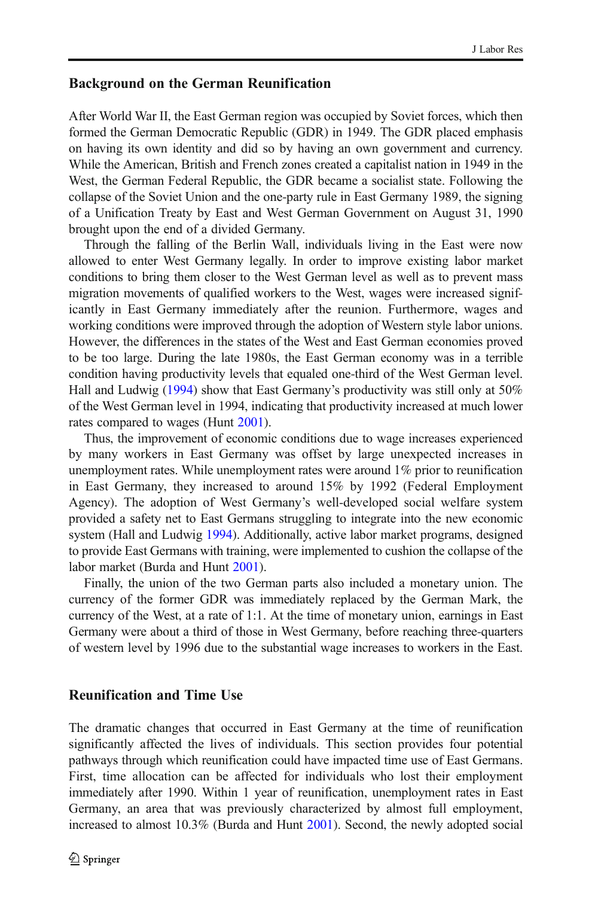## Background on the German Reunification

After World War II, the East German region was occupied by Soviet forces, which then formed the German Democratic Republic (GDR) in 1949. The GDR placed emphasis on having its own identity and did so by having an own government and currency. While the American, British and French zones created a capitalist nation in 1949 in the West, the German Federal Republic, the GDR became a socialist state. Following the collapse of the Soviet Union and the one-party rule in East Germany 1989, the signing of a Unification Treaty by East and West German Government on August 31, 1990 brought upon the end of a divided Germany.

Through the falling of the Berlin Wall, individuals living in the East were now allowed to enter West Germany legally. In order to improve existing labor market conditions to bring them closer to the West German level as well as to prevent mass migration movements of qualified workers to the West, wages were increased significantly in East Germany immediately after the reunion. Furthermore, wages and working conditions were improved through the adoption of Western style labor unions. However, the differences in the states of the West and East German economies proved to be too large. During the late 1980s, the East German economy was in a terrible condition having productivity levels that equaled one-third of the West German level. Hall and Ludwig (1994) show that East Germany's productivity was still only at 50% of the West German level in 1994, indicating that productivity increased at much lower rates compared to wages (Hunt 2001).

Thus, the improvement of economic conditions due to wage increases experienced by many workers in East Germany was offset by large unexpected increases in unemployment rates. While unemployment rates were around 1% prior to reunification in East Germany, they increased to around 15% by 1992 (Federal Employment Agency). The adoption of West Germany's well-developed social welfare system provided a safety net to East Germans struggling to integrate into the new economic system (Hall and Ludwig 1994). Additionally, active labor market programs, designed to provide East Germans with training, were implemented to cushion the collapse of the labor market (Burda and Hunt 2001).

Finally, the union of the two German parts also included a monetary union. The currency of the former GDR was immediately replaced by the German Mark, the currency of the West, at a rate of 1:1. At the time of monetary union, earnings in East Germany were about a third of those in West Germany, before reaching three-quarters of western level by 1996 due to the substantial wage increases to workers in the East.

## Reunification and Time Use

The dramatic changes that occurred in East Germany at the time of reunification significantly affected the lives of individuals. This section provides four potential pathways through which reunification could have impacted time use of East Germans. First, time allocation can be affected for individuals who lost their employment immediately after 1990. Within 1 year of reunification, unemployment rates in East Germany, an area that was previously characterized by almost full employment, increased to almost 10.3% (Burda and Hunt 2001). Second, the newly adopted social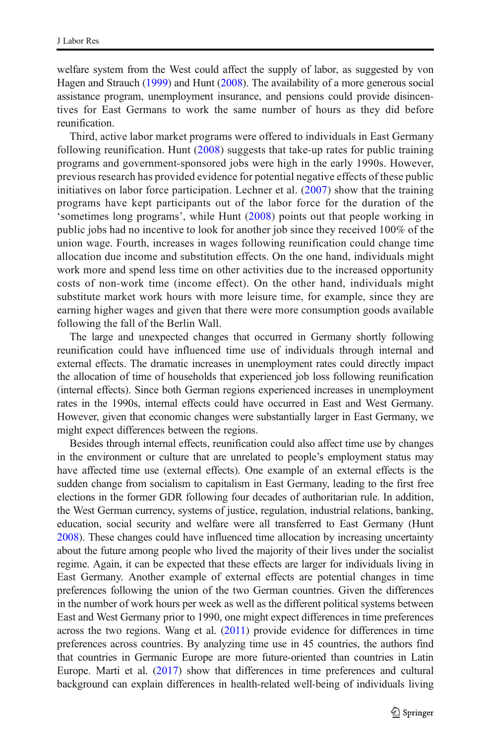welfare system from the West could affect the supply of labor, as suggested by von Hagen and Strauch (1999) and Hunt (2008). The availability of a more generous social assistance program, unemployment insurance, and pensions could provide disincentives for East Germans to work the same number of hours as they did before reunification.

Third, active labor market programs were offered to individuals in East Germany following reunification. Hunt (2008) suggests that take-up rates for public training programs and government-sponsored jobs were high in the early 1990s. However, previous research has provided evidence for potential negative effects of these public initiatives on labor force participation. Lechner et al. (2007) show that the training programs have kept participants out of the labor force for the duration of the 'sometimes long programs', while Hunt (2008) points out that people working in public jobs had no incentive to look for another job since they received 100% of the union wage. Fourth, increases in wages following reunification could change time allocation due income and substitution effects. On the one hand, individuals might work more and spend less time on other activities due to the increased opportunity costs of non-work time (income effect). On the other hand, individuals might substitute market work hours with more leisure time, for example, since they are earning higher wages and given that there were more consumption goods available following the fall of the Berlin Wall.

The large and unexpected changes that occurred in Germany shortly following reunification could have influenced time use of individuals through internal and external effects. The dramatic increases in unemployment rates could directly impact the allocation of time of households that experienced job loss following reunification (internal effects). Since both German regions experienced increases in unemployment rates in the 1990s, internal effects could have occurred in East and West Germany. However, given that economic changes were substantially larger in East Germany, we might expect differences between the regions.

Besides through internal effects, reunification could also affect time use by changes in the environment or culture that are unrelated to people's employment status may have affected time use (external effects). One example of an external effects is the sudden change from socialism to capitalism in East Germany, leading to the first free elections in the former GDR following four decades of authoritarian rule. In addition, the West German currency, systems of justice, regulation, industrial relations, banking, education, social security and welfare were all transferred to East Germany (Hunt 2008). These changes could have influenced time allocation by increasing uncertainty about the future among people who lived the majority of their lives under the socialist regime. Again, it can be expected that these effects are larger for individuals living in East Germany. Another example of external effects are potential changes in time preferences following the union of the two German countries. Given the differences in the number of work hours per week as well as the different political systems between East and West Germany prior to 1990, one might expect differences in time preferences across the two regions. Wang et al. (2011) provide evidence for differences in time preferences across countries. By analyzing time use in 45 countries, the authors find that countries in Germanic Europe are more future-oriented than countries in Latin Europe. Marti et al. (2017) show that differences in time preferences and cultural background can explain differences in health-related well-being of individuals living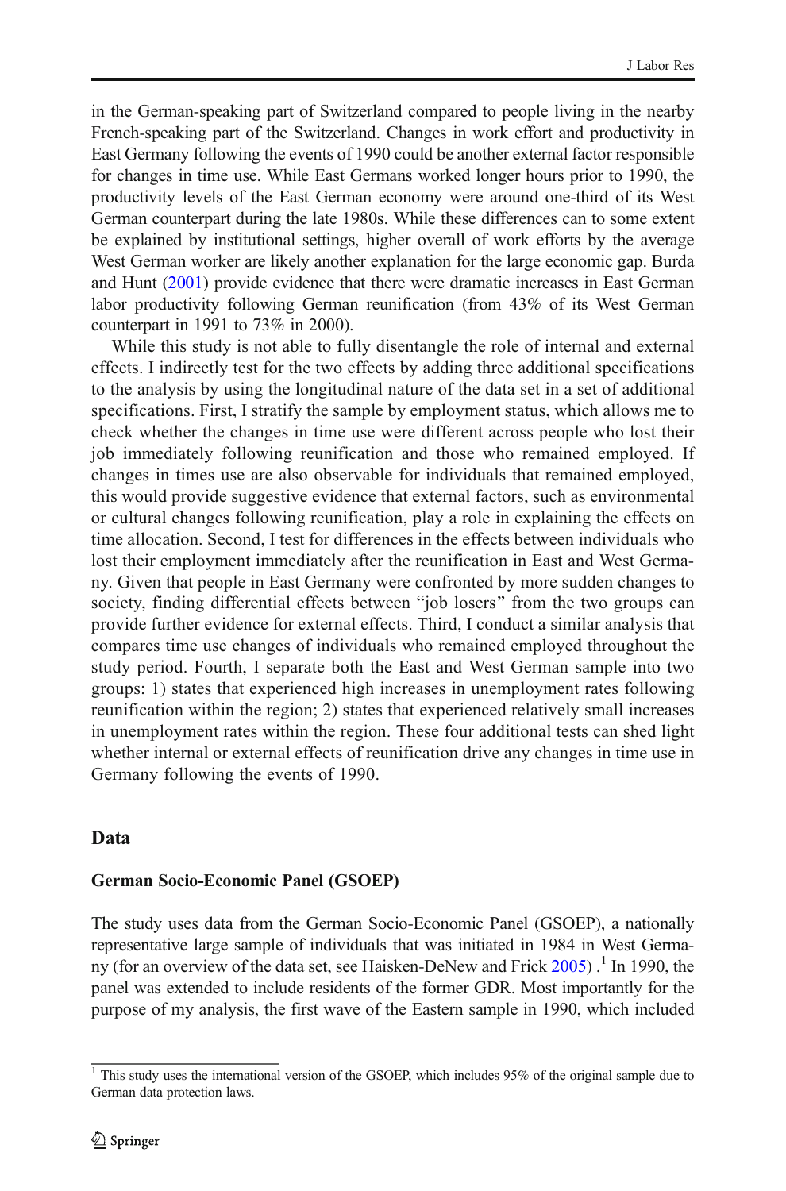in the German-speaking part of Switzerland compared to people living in the nearby French-speaking part of the Switzerland. Changes in work effort and productivity in East Germany following the events of 1990 could be another external factor responsible for changes in time use. While East Germans worked longer hours prior to 1990, the productivity levels of the East German economy were around one-third of its West German counterpart during the late 1980s. While these differences can to some extent be explained by institutional settings, higher overall of work efforts by the average West German worker are likely another explanation for the large economic gap. Burda and Hunt (2001) provide evidence that there were dramatic increases in East German labor productivity following German reunification (from 43% of its West German counterpart in 1991 to 73% in 2000).

While this study is not able to fully disentangle the role of internal and external effects. I indirectly test for the two effects by adding three additional specifications to the analysis by using the longitudinal nature of the data set in a set of additional specifications. First, I stratify the sample by employment status, which allows me to check whether the changes in time use were different across people who lost their job immediately following reunification and those who remained employed. If changes in times use are also observable for individuals that remained employed, this would provide suggestive evidence that external factors, such as environmental or cultural changes following reunification, play a role in explaining the effects on time allocation. Second, I test for differences in the effects between individuals who lost their employment immediately after the reunification in East and West Germany. Given that people in East Germany were confronted by more sudden changes to society, finding differential effects between "job losers" from the two groups can provide further evidence for external effects. Third, I conduct a similar analysis that compares time use changes of individuals who remained employed throughout the study period. Fourth, I separate both the East and West German sample into two groups: 1) states that experienced high increases in unemployment rates following reunification within the region; 2) states that experienced relatively small increases in unemployment rates within the region. These four additional tests can shed light whether internal or external effects of reunification drive any changes in time use in Germany following the events of 1990.

## Data

### German Socio-Economic Panel (GSOEP)

The study uses data from the German Socio-Economic Panel (GSOEP), a nationally representative large sample of individuals that was initiated in 1984 in West Germany (for an overview of the data set, see Haisken-DeNew and Frick 2005) .[1] In 1990, the panel was extended to include residents of the former GDR. Most importantly for the purpose of my analysis, the first wave of the Eastern sample in 1990, which included

[1] This study uses the international version of the GSOEP, which includes 95% of the original sample due to German data protection laws.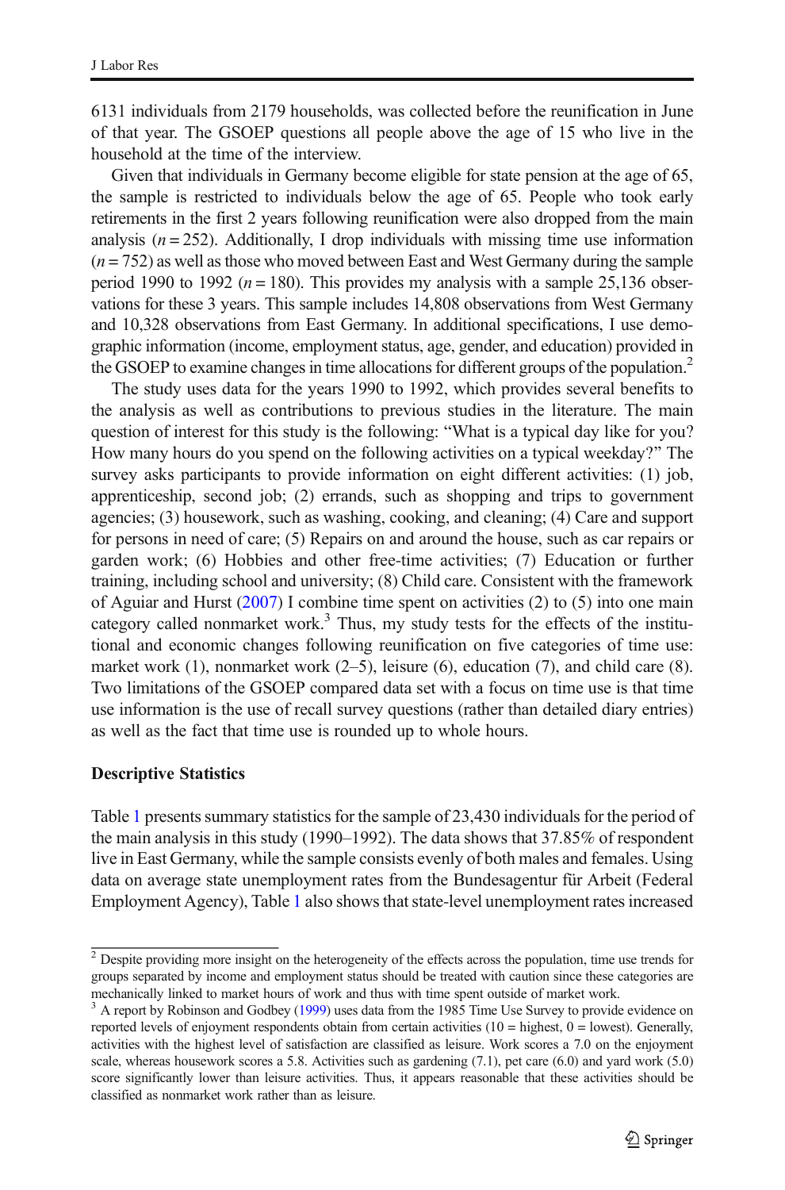6131 individuals from 2179 households, was collected before the reunification in June of that year. The GSOEP questions all people above the age of 15 who live in the household at the time of the interview.

Given that individuals in Germany become eligible for state pension at the age of 65, the sample is restricted to individuals below the age of 65. People who took early retirements in the first 2 years following reunification were also dropped from the main analysis ($n = 252$). Additionally, I drop individuals with missing time use information ($n = 752$) as well as those who moved between East and West Germany during the sample period 1990 to 1992 ($n = 180$). This provides my analysis with a sample 25,136 observations for these 3 years. This sample includes 14,808 observations from West Germany and 10,328 observations from East Germany. In additional specifications, I use demographic information (income, employment status, age, gender, and education) provided in the GSOEP to examine changes in time allocations for different groups of the population.[2]

The study uses data for the years 1990 to 1992, which provides several benefits to the analysis as well as contributions to previous studies in the literature. The main question of interest for this study is the following: "What is a typical day like for you? How many hours do you spend on the following activities on a typical weekday?" The survey asks participants to provide information on eight different activities: (1) job, apprenticeship, second job; (2) errands, such as shopping and trips to government agencies; (3) housework, such as washing, cooking, and cleaning; (4) Care and support for persons in need of care; (5) Repairs on and around the house, such as car repairs or garden work; (6) Hobbies and other free-time activities; (7) Education or further training, including school and university; (8) Child care. Consistent with the framework of Aguiar and Hurst (2007) I combine time spent on activities (2) to (5) into one main category called nonmarket work.[3] Thus, my study tests for the effects of the institutional and economic changes following reunification on five categories of time use: market work (1), nonmarket work (2–5), leisure (6), education (7), and child care (8). Two limitations of the GSOEP compared data set with a focus on time use is that time use information is the use of recall survey questions (rather than detailed diary entries) as well as the fact that time use is rounded up to whole hours.

### Descriptive Statistics

Table 1 presents summary statistics for the sample of 23,430 individuals for the period of the main analysis in this study (1990–1992). The data shows that 37.85% of respondent live in East Germany, while the sample consists evenly of both males and females. Using data on average state unemployment rates from the Bundesagentur für Arbeit (Federal Employment Agency), Table 1 also shows that state-level unemployment rates increased

---

[2] Despite providing more insight on the heterogeneity of the effects across the population, time use trends for groups separated by income and employment status should be treated with caution since these categories are mechanically linked to market hours of work and thus with time spent outside of market work.

[3] A report by Robinson and Godbey (1999) uses data from the 1985 Time Use Survey to provide evidence on reported levels of enjoyment respondents obtain from certain activities (10 = highest, 0 = lowest). Generally, activities with the highest level of satisfaction are classified as leisure. Work scores a 7.0 on the enjoyment scale, whereas housework scores a 5.8. Activities such as gardening (7.1), pet care (6.0) and yard work (5.0) score significantly lower than leisure activities. Thus, it appears reasonable that these activities should be classified as nonmarket work rather than as leisure.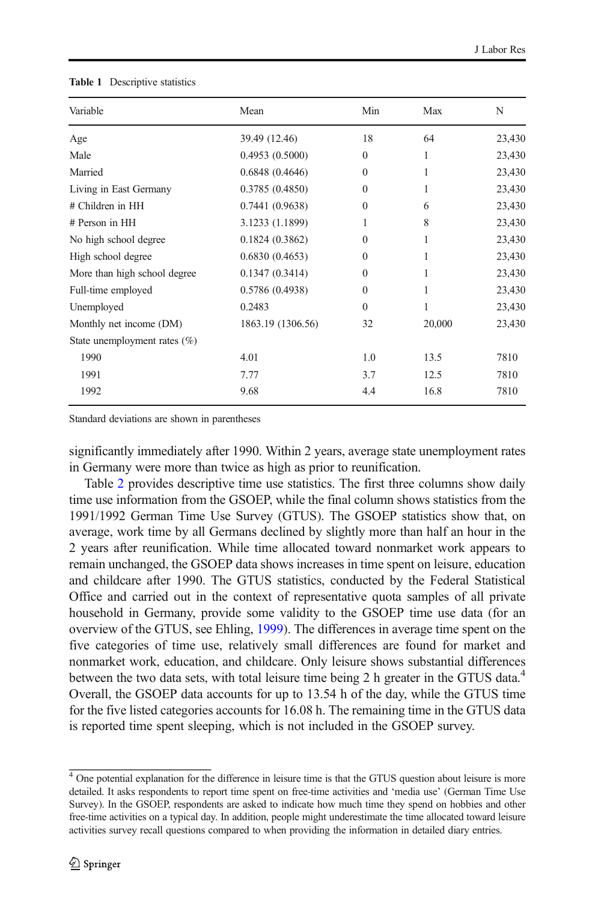**Table 1** Descriptive statistics

| Variable | Mean | Min | Max | N |
|---|---|---|---|---|
| Age | 39.49 (12.46) | 18 | 64 | 23,430 |
| Male | 0.4953 (0.5000) | 0 | 1 | 23,430 |
| Married | 0.6848 (0.4646) | 0 | 1 | 23,430 |
| Living in East Germany | 0.3785 (0.4850) | 0 | 1 | 23,430 |
| # Children in HH | 0.7441 (0.9638) | 0 | 6 | 23,430 |
| # Person in HH | 3.1233 (1.1899) | 1 | 8 | 23,430 |
| No high school degree | 0.1824 (0.3862) | 0 | 1 | 23,430 |
| High school degree | 0.6830 (0.4653) | 0 | 1 | 23,430 |
| More than high school degree | 0.1347 (0.3414) | 0 | 1 | 23,430 |
| Full-time employed | 0.5786 (0.4938) | 0 | 1 | 23,430 |
| Unemployed | 0.2483 | 0 | 1 | 23,430 |
| Monthly net income (DM) | 1863.19 (1306.56) | 32 | 20,000 | 23,430 |
| State unemployment rates (%) | | | | |
| 1990 | 4.01 | 1.0 | 13.5 | 7810 |
| 1991 | 7.77 | 3.7 | 12.5 | 7810 |
| 1992 | 9.68 | 4.4 | 16.8 | 7810 |

Standard deviations are shown in parentheses

significantly immediately after 1990. Within 2 years, average state unemployment rates in Germany were more than twice as high as prior to reunification.

Table 2 provides descriptive time use statistics. The first three columns show daily time use information from the GSOEP, while the final column shows statistics from the 1991/1992 German Time Use Survey (GTUS). The GSOEP statistics show that, on average, work time by all Germans declined by slightly more than half an hour in the 2 years after reunification. While time allocated toward nonmarket work appears to remain unchanged, the GSOEP data shows increases in time spent on leisure, education and childcare after 1990. The GTUS statistics, conducted by the Federal Statistical Office and carried out in the context of representative quota samples of all private household in Germany, provide some validity to the GSOEP time use data (for an overview of the GTUS, see Ehling, 1999). The differences in average time spent on the five categories of time use, relatively small differences are found for market and nonmarket work, education, and childcare. Only leisure shows substantial differences between the two data sets, with total leisure time being 2 h greater in the GTUS data.[4] Overall, the GSOEP data accounts for up to 13.54 h of the day, while the GTUS time for the five listed categories accounts for 16.08 h. The remaining time in the GTUS data is reported time spent sleeping, which is not included in the GSOEP survey.

[4] One potential explanation for the difference in leisure time is that the GTUS question about leisure is more detailed. It asks respondents to report time spent on free-time activities and 'media use' (German Time Use Survey). In the GSOEP, respondents are asked to indicate how much time they spend on hobbies and other free-time activities on a typical day. In addition, people might underestimate the time allocated toward leisure activities survey recall questions compared to when providing the information in detailed diary entries.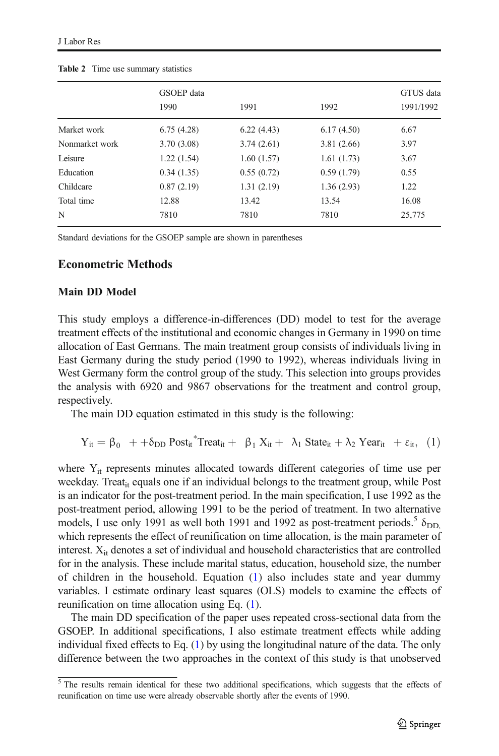**Table 2** Time use summary statistics

| | GSOEP data | | | GTUS data |
|---|---|---|---|---|
| | 1990 | 1991 | 1992 | 1991/1992 |
| Market work | 6.75 (4.28) | 6.22 (4.43) | 6.17 (4.50) | 6.67 |
| Nonmarket work | 3.70 (3.08) | 3.74 (2.61) | 3.81 (2.66) | 3.97 |
| Leisure | 1.22 (1.54) | 1.60 (1.57) | 1.61 (1.73) | 3.67 |
| Education | 0.34 (1.35) | 0.55 (0.72) | 0.59 (1.79) | 0.55 |
| Childcare | 0.87 (2.19) | 1.31 (2.19) | 1.36 (2.93) | 1.22 |
| Total time | 12.88 | 13.42 | 13.54 | 16.08 |
| N | 7810 | 7810 | 7810 | 25,775 |

Standard deviations for the GSOEP sample are shown in parentheses

## Econometric Methods

### Main DD Model

This study employs a difference-in-differences (DD) model to test for the average treatment effects of the institutional and economic changes in Germany in 1990 on time allocation of East Germans. The main treatment group consists of individuals living in East Germany during the study period (1990 to 1992), whereas individuals living in West Germany form the control group of the study. This selection into groups provides the analysis with 6920 and 9867 observations for the treatment and control group, respectively.

The main DD equation estimated in this study is the following:

$$Y_{it} = \beta_0 + +\delta_{DD}\, Post_{it}{}^{*}Treat_{it} + \beta_1 X_{it} + \lambda_1 State_{it} + \lambda_2 Year_{it} + \varepsilon_{it}, \quad (1)$$

where $Y_{it}$ represents minutes allocated towards different categories of time use per weekday. $Treat_{it}$ equals one if an individual belongs to the treatment group, while Post is an indicator for the post-treatment period. In the main specification, I use 1992 as the post-treatment period, allowing 1991 to be the period of treatment. In two alternative models, I use only 1991 as well both 1991 and 1992 as post-treatment periods.[5] $\delta_{DD,}$ which represents the effect of reunification on time allocation, is the main parameter of interest. $X_{it}$ denotes a set of individual and household characteristics that are controlled for in the analysis. These include marital status, education, household size, the number of children in the household. Equation (1) also includes state and year dummy variables. I estimate ordinary least squares (OLS) models to examine the effects of reunification on time allocation using Eq. (1).

The main DD specification of the paper uses repeated cross-sectional data from the GSOEP. In additional specifications, I also estimate treatment effects while adding individual fixed effects to Eq. (1) by using the longitudinal nature of the data. The only difference between the two approaches in the context of this study is that unobserved

[5] The results remain identical for these two additional specifications, which suggests that the effects of reunification on time use were already observable shortly after the events of 1990.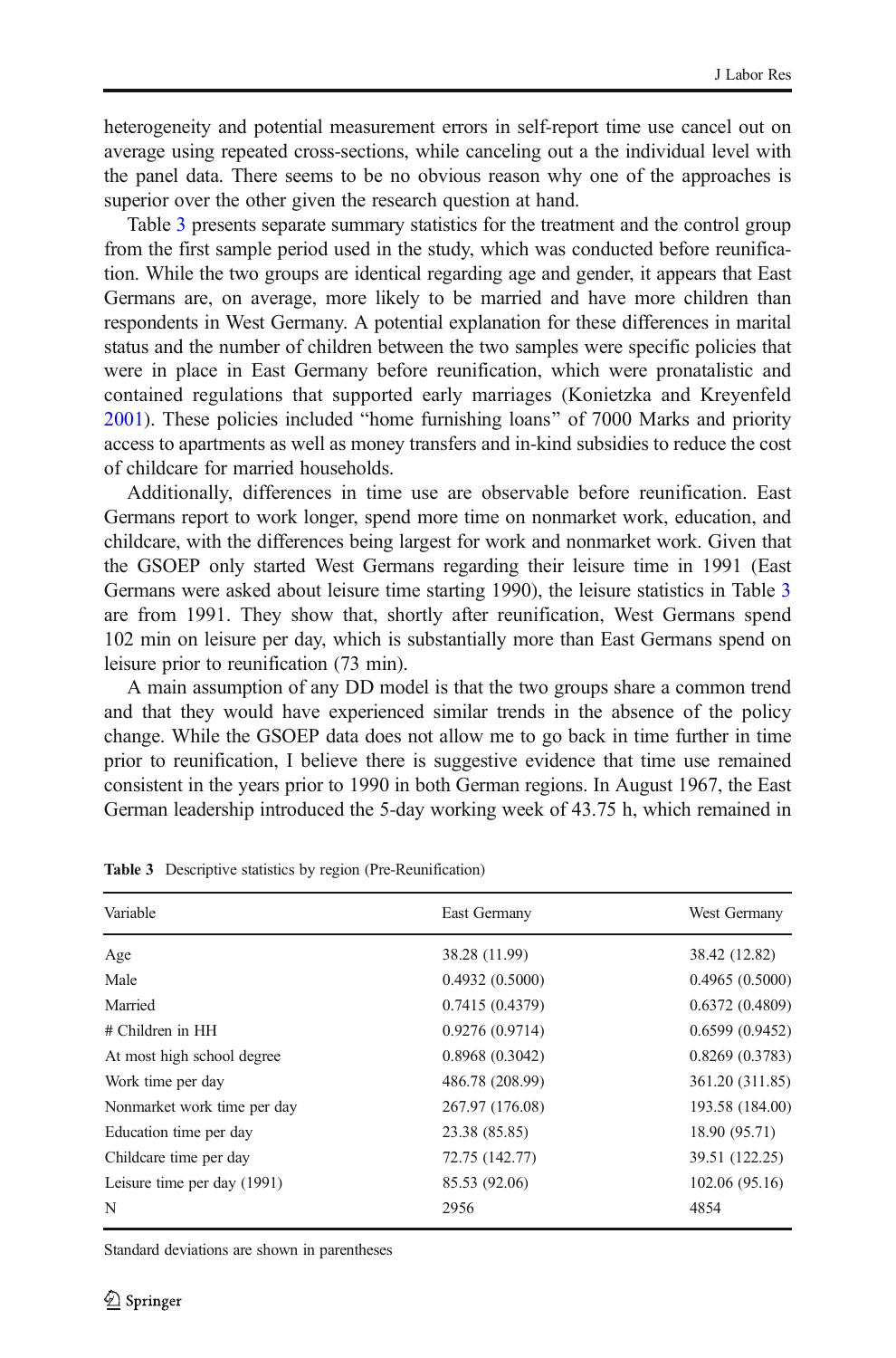heterogeneity and potential measurement errors in self-report time use cancel out on average using repeated cross-sections, while canceling out a the individual level with the panel data. There seems to be no obvious reason why one of the approaches is superior over the other given the research question at hand.

Table 3 presents separate summary statistics for the treatment and the control group from the first sample period used in the study, which was conducted before reunification. While the two groups are identical regarding age and gender, it appears that East Germans are, on average, more likely to be married and have more children than respondents in West Germany. A potential explanation for these differences in marital status and the number of children between the two samples were specific policies that were in place in East Germany before reunification, which were pronatalistic and contained regulations that supported early marriages (Konietzka and Kreyenfeld 2001). These policies included "home furnishing loans" of 7000 Marks and priority access to apartments as well as money transfers and in-kind subsidies to reduce the cost of childcare for married households.

Additionally, differences in time use are observable before reunification. East Germans report to work longer, spend more time on nonmarket work, education, and childcare, with the differences being largest for work and nonmarket work. Given that the GSOEP only started West Germans regarding their leisure time in 1991 (East Germans were asked about leisure time starting 1990), the leisure statistics in Table 3 are from 1991. They show that, shortly after reunification, West Germans spend 102 min on leisure per day, which is substantially more than East Germans spend on leisure prior to reunification (73 min).

A main assumption of any DD model is that the two groups share a common trend and that they would have experienced similar trends in the absence of the policy change. While the GSOEP data does not allow me to go back in time further in time prior to reunification, I believe there is suggestive evidence that time use remained consistent in the years prior to 1990 in both German regions. In August 1967, the East German leadership introduced the 5-day working week of 43.75 h, which remained in

**Table 3** Descriptive statistics by region (Pre-Reunification)

| Variable | East Germany | West Germany |
|---|---|---|
| Age | 38.28 (11.99) | 38.42 (12.82) |
| Male | 0.4932 (0.5000) | 0.4965 (0.5000) |
| Married | 0.7415 (0.4379) | 0.6372 (0.4809) |
| # Children in HH | 0.9276 (0.9714) | 0.6599 (0.9452) |
| At most high school degree | 0.8968 (0.3042) | 0.8269 (0.3783) |
| Work time per day | 486.78 (208.99) | 361.20 (311.85) |
| Nonmarket work time per day | 267.97 (176.08) | 193.58 (184.00) |
| Education time per day | 23.38 (85.85) | 18.90 (95.71) |
| Childcare time per day | 72.75 (142.77) | 39.51 (122.25) |
| Leisure time per day (1991) | 85.53 (92.06) | 102.06 (95.16) |
| N | 2956 | 4854 |

Standard deviations are shown in parentheses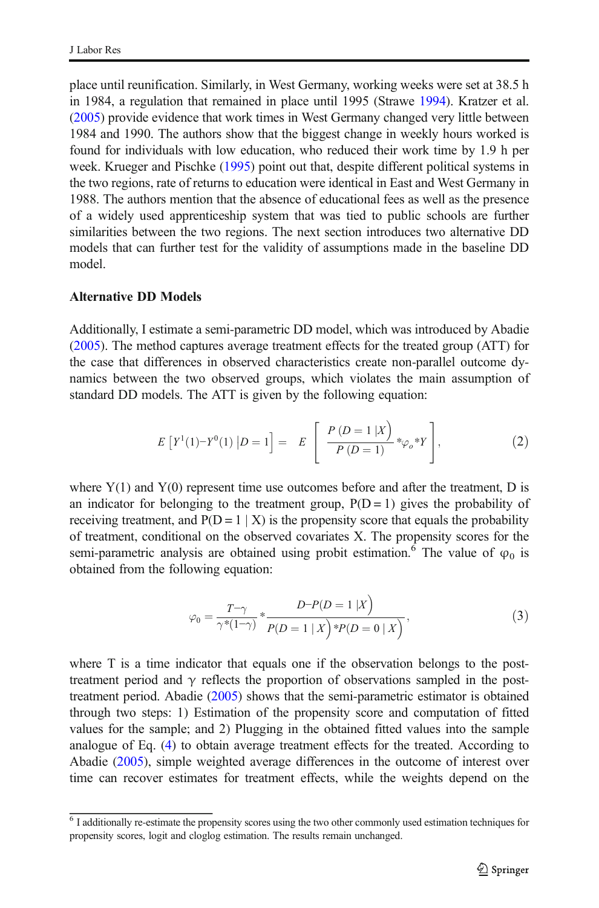place until reunification. Similarly, in West Germany, working weeks were set at 38.5 h in 1984, a regulation that remained in place until 1995 (Strawe 1994). Kratzer et al. (2005) provide evidence that work times in West Germany changed very little between 1984 and 1990. The authors show that the biggest change in weekly hours worked is found for individuals with low education, who reduced their work time by 1.9 h per week. Krueger and Pischke (1995) point out that, despite different political systems in the two regions, rate of returns to education were identical in East and West Germany in 1988. The authors mention that the absence of educational fees as well as the presence of a widely used apprenticeship system that was tied to public schools are further similarities between the two regions. The next section introduces two alternative DD models that can further test for the validity of assumptions made in the baseline DD model.

**Alternative DD Models**

Additionally, I estimate a semi-parametric DD model, which was introduced by Abadie (2005). The method captures average treatment effects for the treated group (ATT) for the case that differences in observed characteristics create non-parallel outcome dynamics between the two observed groups, which violates the main assumption of standard DD models. The ATT is given by the following equation:

$$E\left[Y^{1}(1)-Y^{0}(1)\,|D=1\right] = E\left[\frac{P\left(D=1\,|X\right)}{P\left(D=1\right)} * \varphi_{o} * Y\right], \tag{2}$$

where Y(1) and Y(0) represent time use outcomes before and after the treatment, D is an indicator for belonging to the treatment group, P(D = 1) gives the probability of receiving treatment, and P(D = 1 | X) is the propensity score that equals the probability of treatment, conditional on the observed covariates X. The propensity scores for the semi-parametric analysis are obtained using probit estimation.[6] The value of $\varphi_0$ is obtained from the following equation:

$$\varphi_0 = \frac{T-\gamma}{\gamma*(1-\gamma)} * \frac{D-P(D=1\,|X)}{P(D=1\,|\,X)*P(D=0\,|\,X)}, \tag{3}$$

where T is a time indicator that equals one if the observation belongs to the post-treatment period and $\gamma$ reflects the proportion of observations sampled in the post-treatment period. Abadie (2005) shows that the semi-parametric estimator is obtained through two steps: 1) Estimation of the propensity score and computation of fitted values for the sample; and 2) Plugging in the obtained fitted values into the sample analogue of Eq. (4) to obtain average treatment effects for the treated. According to Abadie (2005), simple weighted average differences in the outcome of interest over time can recover estimates for treatment effects, while the weights depend on the

[6] I additionally re-estimate the propensity scores using the two other commonly used estimation techniques for propensity scores, logit and cloglog estimation. The results remain unchanged.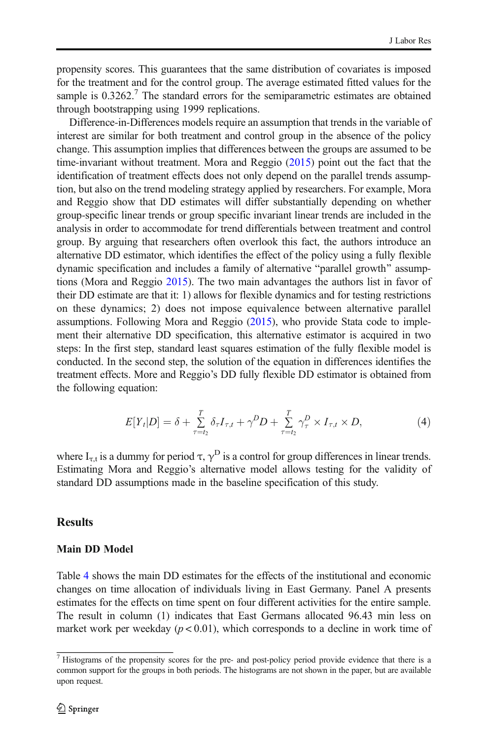propensity scores. This guarantees that the same distribution of covariates is imposed for the treatment and for the control group. The average estimated fitted values for the sample is 0.3262.[7] The standard errors for the semiparametric estimates are obtained through bootstrapping using 1999 replications.

Difference-in-Differences models require an assumption that trends in the variable of interest are similar for both treatment and control group in the absence of the policy change. This assumption implies that differences between the groups are assumed to be time-invariant without treatment. Mora and Reggio (2015) point out the fact that the identification of treatment effects does not only depend on the parallel trends assumption, but also on the trend modeling strategy applied by researchers. For example, Mora and Reggio show that DD estimates will differ substantially depending on whether group-specific linear trends or group specific invariant linear trends are included in the analysis in order to accommodate for trend differentials between treatment and control group. By arguing that researchers often overlook this fact, the authors introduce an alternative DD estimator, which identifies the effect of the policy using a fully flexible dynamic specification and includes a family of alternative "parallel growth" assumptions (Mora and Reggio 2015). The two main advantages the authors list in favor of their DD estimate are that it: 1) allows for flexible dynamics and for testing restrictions on these dynamics; 2) does not impose equivalence between alternative parallel assumptions. Following Mora and Reggio (2015), who provide Stata code to implement their alternative DD specification, this alternative estimator is acquired in two steps: In the first step, standard least squares estimation of the fully flexible model is conducted. In the second step, the solution of the equation in differences identifies the treatment effects. More and Reggio's DD fully flexible DD estimator is obtained from the following equation:

$$E[Y_t|D] = \delta + \sum_{\tau=t_2}^{T} \delta_\tau I_{\tau,t} + \gamma^D D + \sum_{\tau=t_2}^{T} \gamma_\tau^D \times I_{\tau,t} \times D, \tag{4}$$

where $I_{\tau,t}$ is a dummy for period $\tau$, $\gamma^D$ is a control for group differences in linear trends. Estimating Mora and Reggio's alternative model allows testing for the validity of standard DD assumptions made in the baseline specification of this study.

## Results

### Main DD Model

Table 4 shows the main DD estimates for the effects of the institutional and economic changes on time allocation of individuals living in East Germany. Panel A presents estimates for the effects on time spent on four different activities for the entire sample. The result in column (1) indicates that East Germans allocated 96.43 min less on market work per weekday ($p < 0.01$), which corresponds to a decline in work time of

[7] Histograms of the propensity scores for the pre- and post-policy period provide evidence that there is a common support for the groups in both periods. The histograms are not shown in the paper, but are available upon request.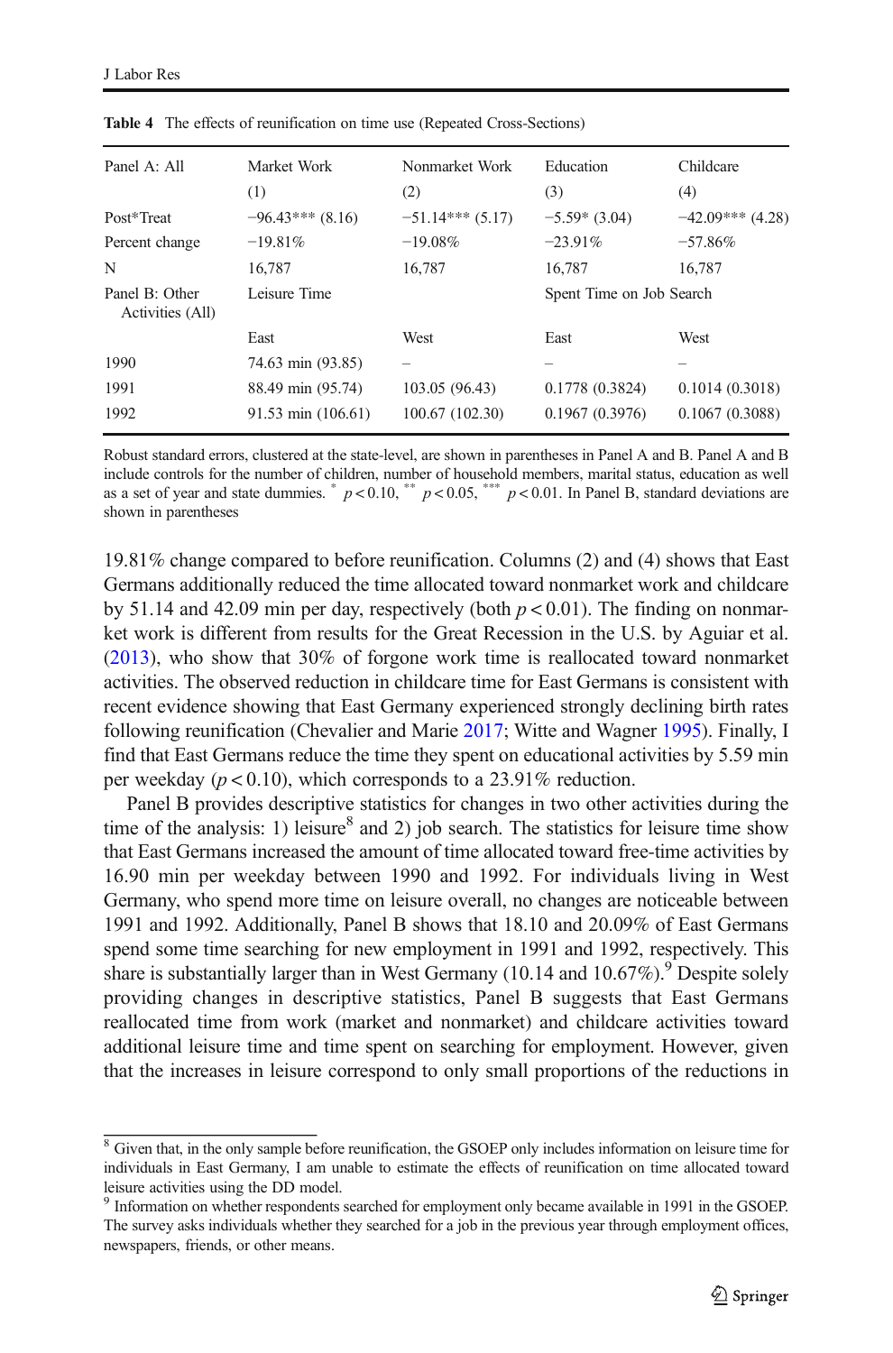**Table 4** The effects of reunification on time use (Repeated Cross-Sections)

| Panel A: All | Market Work | Nonmarket Work | Education | Childcare |
|---|---|---|---|---|
| | (1) | (2) | (3) | (4) |
| Post*Treat | −96.43*** (8.16) | −51.14*** (5.17) | −5.59* (3.04) | −42.09*** (4.28) |
| Percent change | −19.81% | −19.08% | −23.91% | −57.86% |
| N | 16,787 | 16,787 | 16,787 | 16,787 |
| Panel B: Other Activities (All) | Leisure Time | | Spent Time on Job Search | |
| | East | West | East | West |
| 1990 | 74.63 min (93.85) | – | – | – |
| 1991 | 88.49 min (95.74) | 103.05 (96.43) | 0.1778 (0.3824) | 0.1014 (0.3018) |
| 1992 | 91.53 min (106.61) | 100.67 (102.30) | 0.1967 (0.3976) | 0.1067 (0.3088) |

Robust standard errors, clustered at the state-level, are shown in parentheses in Panel A and B. Panel A and B include controls for the number of children, number of household members, marital status, education as well as a set of year and state dummies. * $p < 0.10$, ** $p < 0.05$, *** $p < 0.01$. In Panel B, standard deviations are shown in parentheses

19.81% change compared to before reunification. Columns (2) and (4) shows that East Germans additionally reduced the time allocated toward nonmarket work and childcare by 51.14 and 42.09 min per day, respectively (both $p < 0.01$). The finding on nonmarket work is different from results for the Great Recession in the U.S. by Aguiar et al. (2013), who show that 30% of forgone work time is reallocated toward nonmarket activities. The observed reduction in childcare time for East Germans is consistent with recent evidence showing that East Germany experienced strongly declining birth rates following reunification (Chevalier and Marie 2017; Witte and Wagner 1995). Finally, I find that East Germans reduce the time they spent on educational activities by 5.59 min per weekday ($p < 0.10$), which corresponds to a 23.91% reduction.

Panel B provides descriptive statistics for changes in two other activities during the time of the analysis: 1) leisure[8] and 2) job search. The statistics for leisure time show that East Germans increased the amount of time allocated toward free-time activities by 16.90 min per weekday between 1990 and 1992. For individuals living in West Germany, who spend more time on leisure overall, no changes are noticeable between 1991 and 1992. Additionally, Panel B shows that 18.10 and 20.09% of East Germans spend some time searching for new employment in 1991 and 1992, respectively. This share is substantially larger than in West Germany (10.14 and 10.67%).[9] Despite solely providing changes in descriptive statistics, Panel B suggests that East Germans reallocated time from work (market and nonmarket) and childcare activities toward additional leisure time and time spent on searching for employment. However, given that the increases in leisure correspond to only small proportions of the reductions in

[8] Given that, in the only sample before reunification, the GSOEP only includes information on leisure time for individuals in East Germany, I am unable to estimate the effects of reunification on time allocated toward leisure activities using the DD model.

[9] Information on whether respondents searched for employment only became available in 1991 in the GSOEP. The survey asks individuals whether they searched for a job in the previous year through employment offices, newspapers, friends, or other means.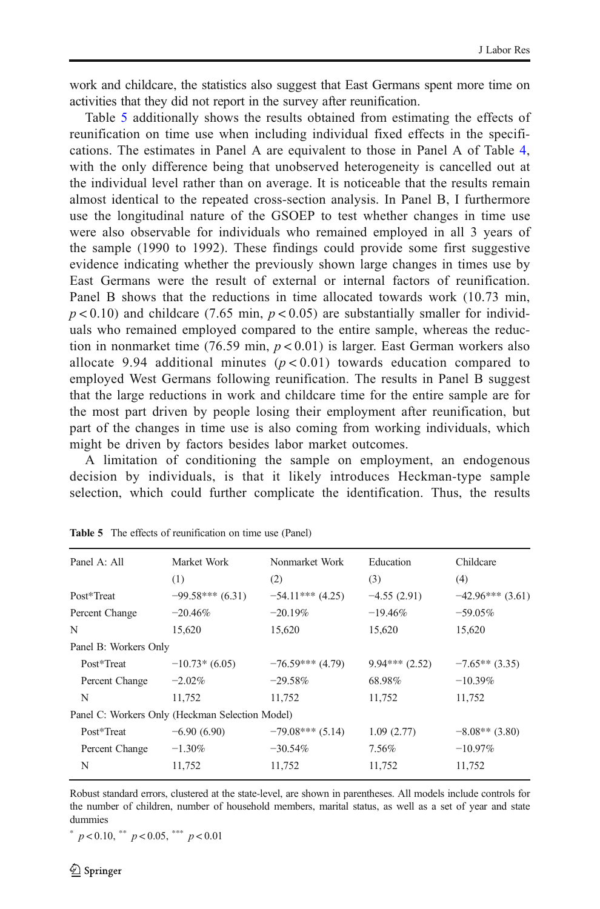work and childcare, the statistics also suggest that East Germans spent more time on activities that they did not report in the survey after reunification.

Table 5 additionally shows the results obtained from estimating the effects of reunification on time use when including individual fixed effects in the specifications. The estimates in Panel A are equivalent to those in Panel A of Table 4, with the only difference being that unobserved heterogeneity is cancelled out at the individual level rather than on average. It is noticeable that the results remain almost identical to the repeated cross-section analysis. In Panel B, I furthermore use the longitudinal nature of the GSOEP to test whether changes in time use were also observable for individuals who remained employed in all 3 years of the sample (1990 to 1992). These findings could provide some first suggestive evidence indicating whether the previously shown large changes in times use by East Germans were the result of external or internal factors of reunification. Panel B shows that the reductions in time allocated towards work (10.73 min, $p < 0.10$) and childcare (7.65 min, $p < 0.05$) are substantially smaller for individuals who remained employed compared to the entire sample, whereas the reduction in nonmarket time (76.59 min, $p < 0.01$) is larger. East German workers also allocate 9.94 additional minutes ($p < 0.01$) towards education compared to employed West Germans following reunification. The results in Panel B suggest that the large reductions in work and childcare time for the entire sample are for the most part driven by people losing their employment after reunification, but part of the changes in time use is also coming from working individuals, which might be driven by factors besides labor market outcomes.

A limitation of conditioning the sample on employment, an endogenous decision by individuals, is that it likely introduces Heckman-type sample selection, which could further complicate the identification. Thus, the results

**Table 5** The effects of reunification on time use (Panel)

| Panel A: All | Market Work | Nonmarket Work | Education | Childcare |
|---|---|---|---|---|
| | (1) | (2) | (3) | (4) |
| Post*Treat | −99.58*** (6.31) | −54.11*** (4.25) | −4.55 (2.91) | −42.96*** (3.61) |
| Percent Change | −20.46% | −20.19% | −19.46% | −59.05% |
| N | 15,620 | 15,620 | 15,620 | 15,620 |
| Panel B: Workers Only | | | | |
| Post*Treat | −10.73* (6.05) | −76.59*** (4.79) | 9.94*** (2.52) | −7.65** (3.35) |
| Percent Change | −2.02% | −29.58% | 68.98% | −10.39% |
| N | 11,752 | 11,752 | 11,752 | 11,752 |
| Panel C: Workers Only (Heckman Selection Model) | | | | |
| Post*Treat | −6.90 (6.90) | −79.08*** (5.14) | 1.09 (2.77) | −8.08** (3.80) |
| Percent Change | −1.30% | −30.54% | 7.56% | −10.97% |
| N | 11,752 | 11,752 | 11,752 | 11,752 |

Robust standard errors, clustered at the state-level, are shown in parentheses. All models include controls for the number of children, number of household members, marital status, as well as a set of year and state dummies

* $p < 0.10$, ** $p < 0.05$, *** $p < 0.01$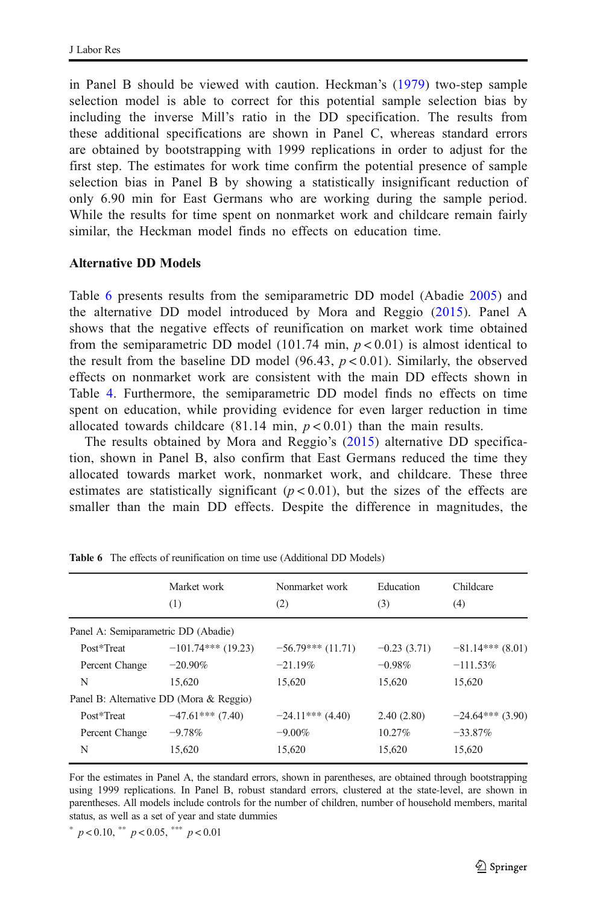in Panel B should be viewed with caution. Heckman's (1979) two-step sample selection model is able to correct for this potential sample selection bias by including the inverse Mill's ratio in the DD specification. The results from these additional specifications are shown in Panel C, whereas standard errors are obtained by bootstrapping with 1999 replications in order to adjust for the first step. The estimates for work time confirm the potential presence of sample selection bias in Panel B by showing a statistically insignificant reduction of only 6.90 min for East Germans who are working during the sample period. While the results for time spent on nonmarket work and childcare remain fairly similar, the Heckman model finds no effects on education time.

### Alternative DD Models

Table 6 presents results from the semiparametric DD model (Abadie 2005) and the alternative DD model introduced by Mora and Reggio (2015). Panel A shows that the negative effects of reunification on market work time obtained from the semiparametric DD model (101.74 min, $p < 0.01$) is almost identical to the result from the baseline DD model (96.43, $p < 0.01$). Similarly, the observed effects on nonmarket work are consistent with the main DD effects shown in Table 4. Furthermore, the semiparametric DD model finds no effects on time spent on education, while providing evidence for even larger reduction in time allocated towards childcare (81.14 min, $p < 0.01$) than the main results.

The results obtained by Mora and Reggio's (2015) alternative DD specification, shown in Panel B, also confirm that East Germans reduced the time they allocated towards market work, nonmarket work, and childcare. These three estimates are statistically significant ($p < 0.01$), but the sizes of the effects are smaller than the main DD effects. Despite the difference in magnitudes, the

**Table 6** The effects of reunification on time use (Additional DD Models)

| | Market work (1) | Nonmarket work (2) | Education (3) | Childcare (4) |
|---|---|---|---|---|
| Panel A: Semiparametric DD (Abadie) | | | | |
| Post*Treat | −101.74*** (19.23) | −56.79*** (11.71) | −0.23 (3.71) | −81.14*** (8.01) |
| Percent Change | −20.90% | −21.19% | −0.98% | −111.53% |
| N | 15,620 | 15,620 | 15,620 | 15,620 |
| Panel B: Alternative DD (Mora & Reggio) | | | | |
| Post*Treat | −47.61*** (7.40) | −24.11*** (4.40) | 2.40 (2.80) | −24.64*** (3.90) |
| Percent Change | −9.78% | −9.00% | 10.27% | −33.87% |
| N | 15,620 | 15,620 | 15,620 | 15,620 |

For the estimates in Panel A, the standard errors, shown in parentheses, are obtained through bootstrapping using 1999 replications. In Panel B, robust standard errors, clustered at the state-level, are shown in parentheses. All models include controls for the number of children, number of household members, marital status, as well as a set of year and state dummies

* $p < 0.10$, ** $p < 0.05$, *** $p < 0.01$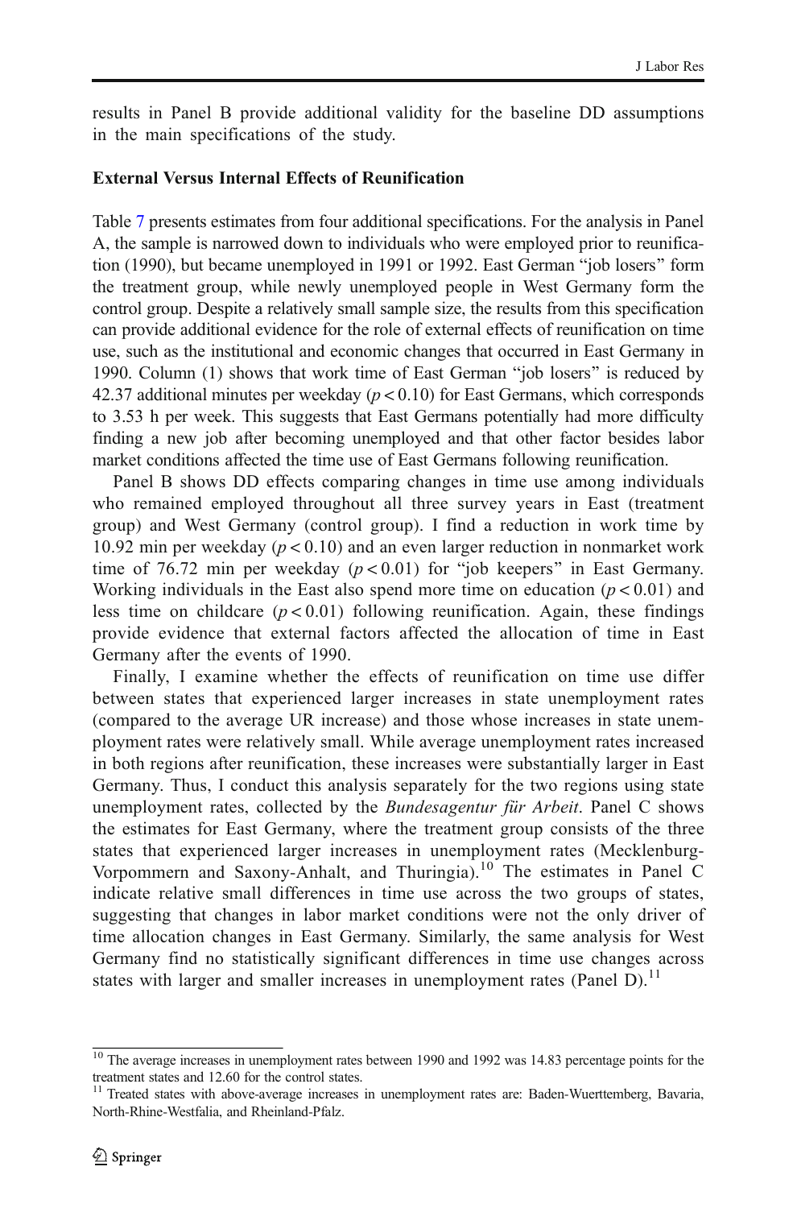results in Panel B provide additional validity for the baseline DD assumptions in the main specifications of the study.

**External Versus Internal Effects of Reunification**

Table 7 presents estimates from four additional specifications. For the analysis in Panel A, the sample is narrowed down to individuals who were employed prior to reunification (1990), but became unemployed in 1991 or 1992. East German "job losers" form the treatment group, while newly unemployed people in West Germany form the control group. Despite a relatively small sample size, the results from this specification can provide additional evidence for the role of external effects of reunification on time use, such as the institutional and economic changes that occurred in East Germany in 1990. Column (1) shows that work time of East German "job losers" is reduced by 42.37 additional minutes per weekday ($p < 0.10$) for East Germans, which corresponds to 3.53 h per week. This suggests that East Germans potentially had more difficulty finding a new job after becoming unemployed and that other factor besides labor market conditions affected the time use of East Germans following reunification.

Panel B shows DD effects comparing changes in time use among individuals who remained employed throughout all three survey years in East (treatment group) and West Germany (control group). I find a reduction in work time by 10.92 min per weekday ($p < 0.10$) and an even larger reduction in nonmarket work time of 76.72 min per weekday ($p < 0.01$) for "job keepers" in East Germany. Working individuals in the East also spend more time on education ($p < 0.01$) and less time on childcare ($p < 0.01$) following reunification. Again, these findings provide evidence that external factors affected the allocation of time in East Germany after the events of 1990.

Finally, I examine whether the effects of reunification on time use differ between states that experienced larger increases in state unemployment rates (compared to the average UR increase) and those whose increases in state unemployment rates were relatively small. While average unemployment rates increased in both regions after reunification, these increases were substantially larger in East Germany. Thus, I conduct this analysis separately for the two regions using state unemployment rates, collected by the *Bundesagentur für Arbeit*. Panel C shows the estimates for East Germany, where the treatment group consists of the three states that experienced larger increases in unemployment rates (Mecklenburg-Vorpommern and Saxony-Anhalt, and Thuringia).[10] The estimates in Panel C indicate relative small differences in time use across the two groups of states, suggesting that changes in labor market conditions were not the only driver of time allocation changes in East Germany. Similarly, the same analysis for West Germany find no statistically significant differences in time use changes across states with larger and smaller increases in unemployment rates (Panel D).[11]

[10] The average increases in unemployment rates between 1990 and 1992 was 14.83 percentage points for the treatment states and 12.60 for the control states.

[11] Treated states with above-average increases in unemployment rates are: Baden-Wuerttemberg, Bavaria, North-Rhine-Westfalia, and Rheinland-Pfalz.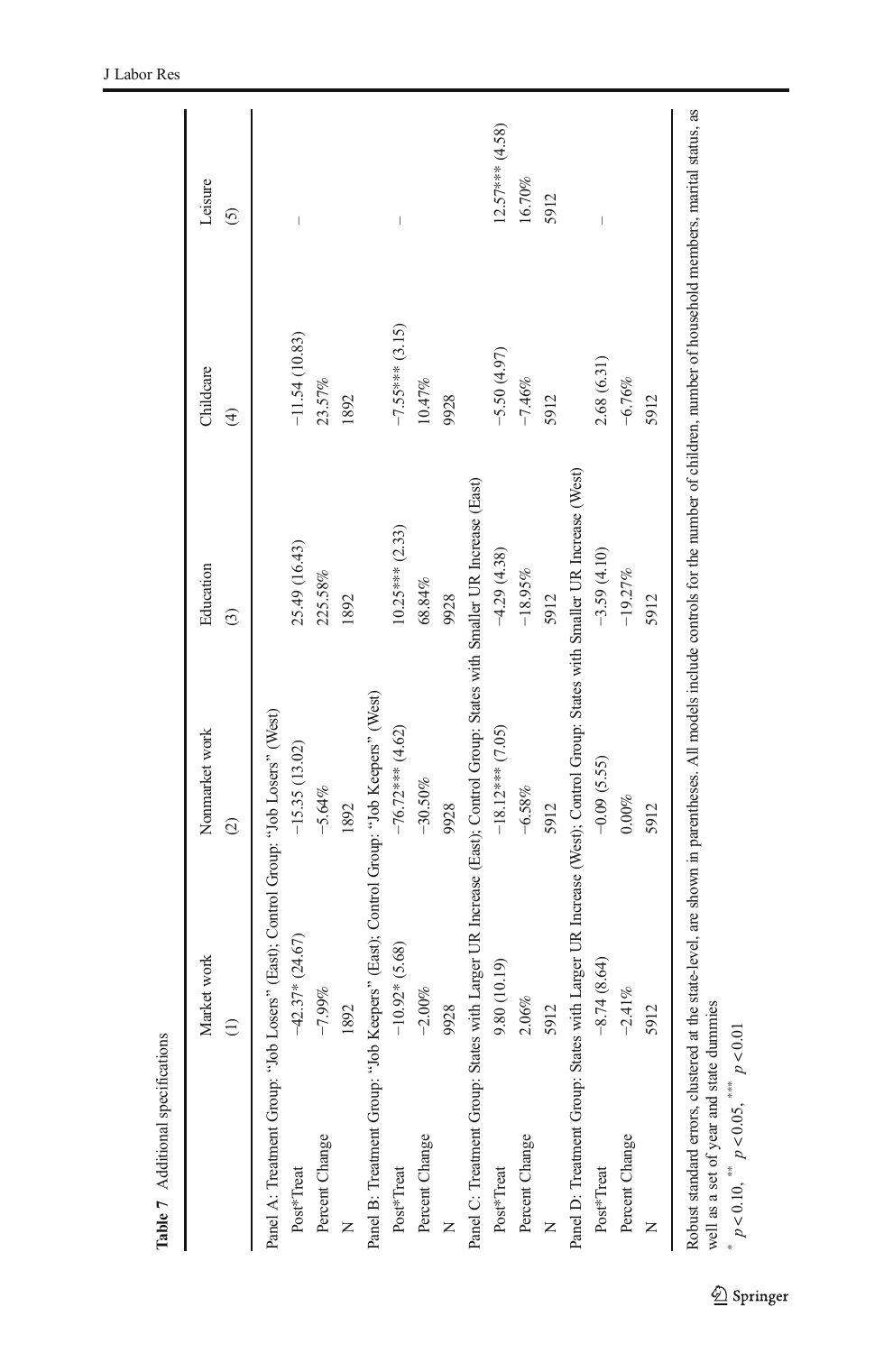**Table 7** Additional specifications

| | Market work | Nonmarket work | Education | Childcare | Leisure |
|---|---|---|---|---|---|
| | (1) | (2) | (3) | (4) | (5) |
| Panel A: Treatment Group: "Job Losers" (East); Control Group: "Job Losers" (West) | | | | | |
| Post*Treat | −42.37* (24.67) | −15.35 (13.02) | 25.49 (16.43) | −11.54 (10.83) | – |
| Percent Change | −7.99% | −5.64% | 225.58% | 23.57% | |
| N | 1892 | 1892 | 1892 | 1892 | |
| Panel B: Treatment Group: "Job Keepers" (East); Control Group: "Job Keepers" (West) | | | | | |
| Post*Treat | −10.92* (5.68) | −76.72*** (4.62) | 10.25*** (2.33) | −7.55*** (3.15) | – |
| Percent Change | −2.00% | −30.50% | 68.84% | 10.47% | |
| N | 9928 | 9928 | 9928 | 9928 | |
| Panel C: Treatment Group: States with Larger UR Increase (East); Control Group: States with Smaller UR Increase (East) | | | | | |
| Post*Treat | 9.80 (10.19) | −18.12*** (7.05) | −4.29 (4.38) | −5.50 (4.97) | 12.57*** (4.58) |
| Percent Change | 2.06% | −6.58% | −18.95% | −7.46% | 16.70% |
| N | 5912 | 5912 | 5912 | 5912 | 5912 |
| Panel D: Treatment Group: States with Larger UR Increase (West); Control Group: States with Smaller UR Increase (West) | | | | | |
| Post*Treat | −8.74 (8.64) | −0.09 (5.55) | −3.59 (4.10) | 2.68 (6.31) | – |
| Percent Change | −2.41% | 0.00% | −19.27% | −6.76% | |
| N | 5912 | 5912 | 5912 | 5912 | |

Robust standard errors, clustered at the state-level, are shown in parentheses. All models include controls for the number of children, number of household members, marital status, as well as a set of year and state dummies

* $p < 0.10$, ** $p < 0.05$, *** $p < 0.01$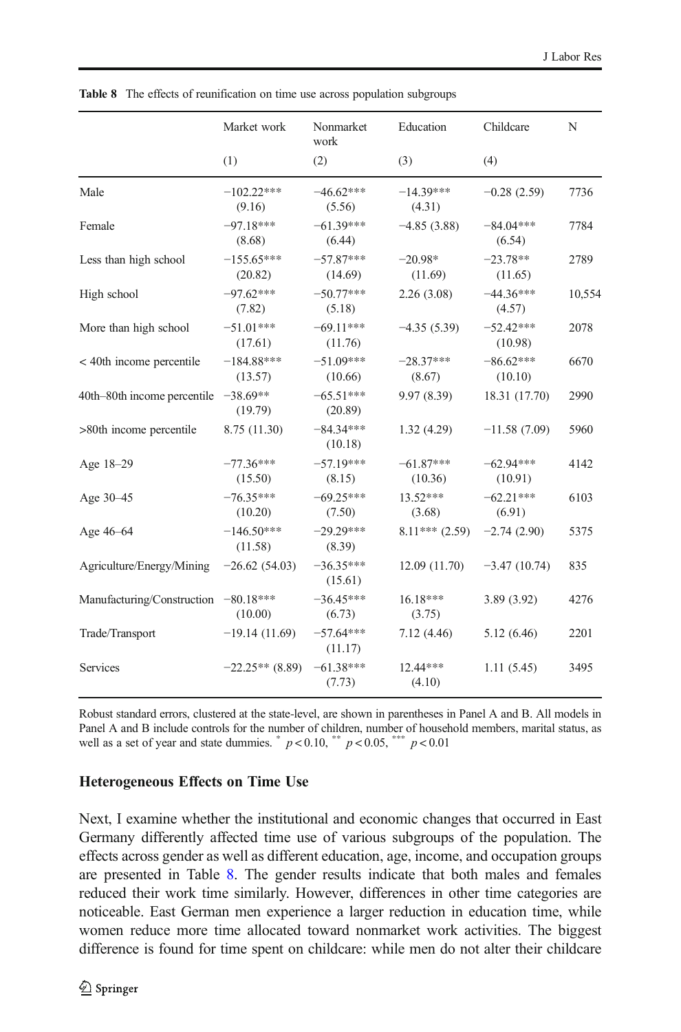**Table 8** The effects of reunification on time use across population subgroups

| | Market work | Nonmarket work | Education | Childcare | N |
|---|---|---|---|---|---|
| | (1) | (2) | (3) | (4) | |
| Male | −102.22*** (9.16) | −46.62*** (5.56) | −14.39*** (4.31) | −0.28 (2.59) | 7736 |
| Female | −97.18*** (8.68) | −61.39*** (6.44) | −4.85 (3.88) | −84.04*** (6.54) | 7784 |
| Less than high school | −155.65*** (20.82) | −57.87*** (14.69) | −20.98* (11.69) | −23.78** (11.65) | 2789 |
| High school | −97.62*** (7.82) | −50.77*** (5.18) | 2.26 (3.08) | −44.36*** (4.57) | 10,554 |
| More than high school | −51.01*** (17.61) | −69.11*** (11.76) | −4.35 (5.39) | −52.42*** (10.98) | 2078 |
| < 40th income percentile | −184.88*** (13.57) | −51.09*** (10.66) | −28.37*** (8.67) | −86.62*** (10.10) | 6670 |
| 40th–80th income percentile | −38.69** (19.79) | −65.51*** (20.89) | 9.97 (8.39) | 18.31 (17.70) | 2990 |
| >80th income percentile | 8.75 (11.30) | −84.34*** (10.18) | 1.32 (4.29) | −11.58 (7.09) | 5960 |
| Age 18–29 | −77.36*** (15.50) | −57.19*** (8.15) | −61.87*** (10.36) | −62.94*** (10.91) | 4142 |
| Age 30–45 | −76.35*** (10.20) | −69.25*** (7.50) | 13.52*** (3.68) | −62.21*** (6.91) | 6103 |
| Age 46–64 | −146.50*** (11.58) | −29.29*** (8.39) | 8.11*** (2.59) | −2.74 (2.90) | 5375 |
| Agriculture/Energy/Mining | −26.62 (54.03) | −36.35*** (15.61) | 12.09 (11.70) | −3.47 (10.74) | 835 |
| Manufacturing/Construction | −80.18*** (10.00) | −36.45*** (6.73) | 16.18*** (3.75) | 3.89 (3.92) | 4276 |
| Trade/Transport | −19.14 (11.69) | −57.64*** (11.17) | 7.12 (4.46) | 5.12 (6.46) | 2201 |
| Services | −22.25** (8.89) | −61.38*** (7.73) | 12.44*** (4.10) | 1.11 (5.45) | 3495 |

Robust standard errors, clustered at the state-level, are shown in parentheses in Panel A and B. All models in Panel A and B include controls for the number of children, number of household members, marital status, as well as a set of year and state dummies. * $p < 0.10$, ** $p < 0.05$, *** $p < 0.01$

### Heterogeneous Effects on Time Use

Next, I examine whether the institutional and economic changes that occurred in East Germany differently affected time use of various subgroups of the population. The effects across gender as well as different education, age, income, and occupation groups are presented in Table 8. The gender results indicate that both males and females reduced their work time similarly. However, differences in other time categories are noticeable. East German men experience a larger reduction in education time, while women reduce more time allocated toward nonmarket work activities. The biggest difference is found for time spent on childcare: while men do not alter their childcare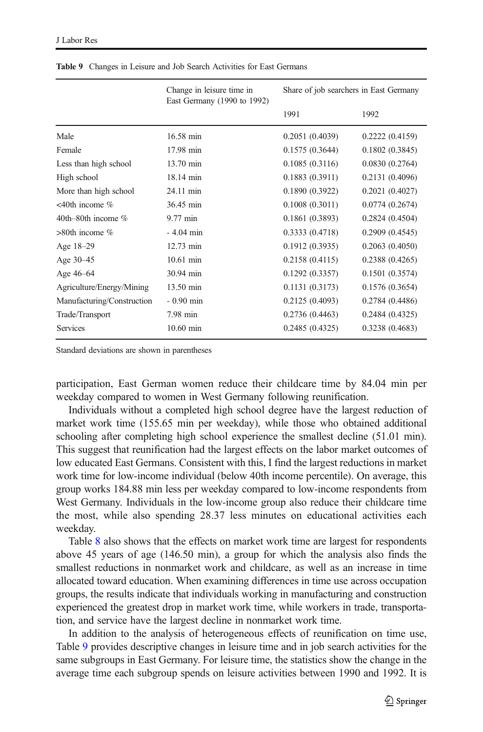**Table 9** Changes in Leisure and Job Search Activities for East Germans

| | Change in leisure time in East Germany (1990 to 1992) | Share of job searchers in East Germany | |
|---|---|---|---|
| | | 1991 | 1992 |
| Male | 16.58 min | 0.2051 (0.4039) | 0.2222 (0.4159) |
| Female | 17.98 min | 0.1575 (0.3644) | 0.1802 (0.3845) |
| Less than high school | 13.70 min | 0.1085 (0.3116) | 0.0830 (0.2764) |
| High school | 18.14 min | 0.1883 (0.3911) | 0.2131 (0.4096) |
| More than high school | 24.11 min | 0.1890 (0.3922) | 0.2021 (0.4027) |
| <40th income % | 36.45 min | 0.1008 (0.3011) | 0.0774 (0.2674) |
| 40th–80th income % | 9.77 min | 0.1861 (0.3893) | 0.2824 (0.4504) |
| >80th income % | - 4.04 min | 0.3333 (0.4718) | 0.2909 (0.4545) |
| Age 18–29 | 12.73 min | 0.1912 (0.3935) | 0.2063 (0.4050) |
| Age 30–45 | 10.61 min | 0.2158 (0.4115) | 0.2388 (0.4265) |
| Age 46–64 | 30.94 min | 0.1292 (0.3357) | 0.1501 (0.3574) |
| Agriculture/Energy/Mining | 13.50 min | 0.1131 (0.3173) | 0.1576 (0.3654) |
| Manufacturing/Construction | - 0.90 min | 0.2125 (0.4093) | 0.2784 (0.4486) |
| Trade/Transport | 7.98 min | 0.2736 (0.4463) | 0.2484 (0.4325) |
| Services | 10.60 min | 0.2485 (0.4325) | 0.3238 (0.4683) |

Standard deviations are shown in parentheses

participation, East German women reduce their childcare time by 84.04 min per weekday compared to women in West Germany following reunification.

Individuals without a completed high school degree have the largest reduction of market work time (155.65 min per weekday), while those who obtained additional schooling after completing high school experience the smallest decline (51.01 min). This suggest that reunification had the largest effects on the labor market outcomes of low educated East Germans. Consistent with this, I find the largest reductions in market work time for low-income individual (below 40th income percentile). On average, this group works 184.88 min less per weekday compared to low-income respondents from West Germany. Individuals in the low-income group also reduce their childcare time the most, while also spending 28.37 less minutes on educational activities each weekday.

Table 8 also shows that the effects on market work time are largest for respondents above 45 years of age (146.50 min), a group for which the analysis also finds the smallest reductions in nonmarket work and childcare, as well as an increase in time allocated toward education. When examining differences in time use across occupation groups, the results indicate that individuals working in manufacturing and construction experienced the greatest drop in market work time, while workers in trade, transportation, and service have the largest decline in nonmarket work time.

In addition to the analysis of heterogeneous effects of reunification on time use, Table 9 provides descriptive changes in leisure time and in job search activities for the same subgroups in East Germany. For leisure time, the statistics show the change in the average time each subgroup spends on leisure activities between 1990 and 1992. It is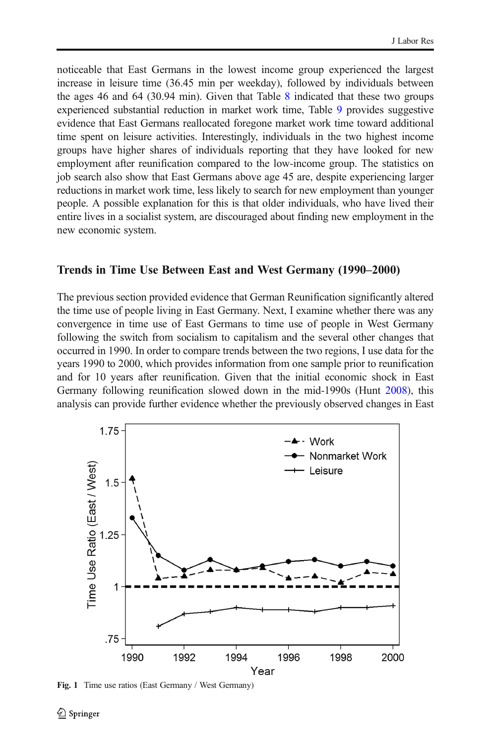noticeable that East Germans in the lowest income group experienced the largest increase in leisure time (36.45 min per weekday), followed by individuals between the ages 46 and 64 (30.94 min). Given that Table 8 indicated that these two groups experienced substantial reduction in market work time, Table 9 provides suggestive evidence that East Germans reallocated foregone market work time toward additional time spent on leisure activities. Interestingly, individuals in the two highest income groups have higher shares of individuals reporting that they have looked for new employment after reunification compared to the low-income group. The statistics on job search also show that East Germans above age 45 are, despite experiencing larger reductions in market work time, less likely to search for new employment than younger people. A possible explanation for this is that older individuals, who have lived their entire lives in a socialist system, are discouraged about finding new employment in the new economic system.

## Trends in Time Use Between East and West Germany (1990–2000)

The previous section provided evidence that German Reunification significantly altered the time use of people living in East Germany. Next, I examine whether there was any convergence in time use of East Germans to time use of people in West Germany following the switch from socialism to capitalism and the several other changes that occurred in 1990. In order to compare trends between the two regions, I use data for the years 1990 to 2000, which provides information from one sample prior to reunification and for 10 years after reunification. Given that the initial economic shock in East Germany following reunification slowed down in the mid-1990s (Hunt 2008), this analysis can provide further evidence whether the previously observed changes in East

**Fig. 1** Time use ratios (East Germany / West Germany)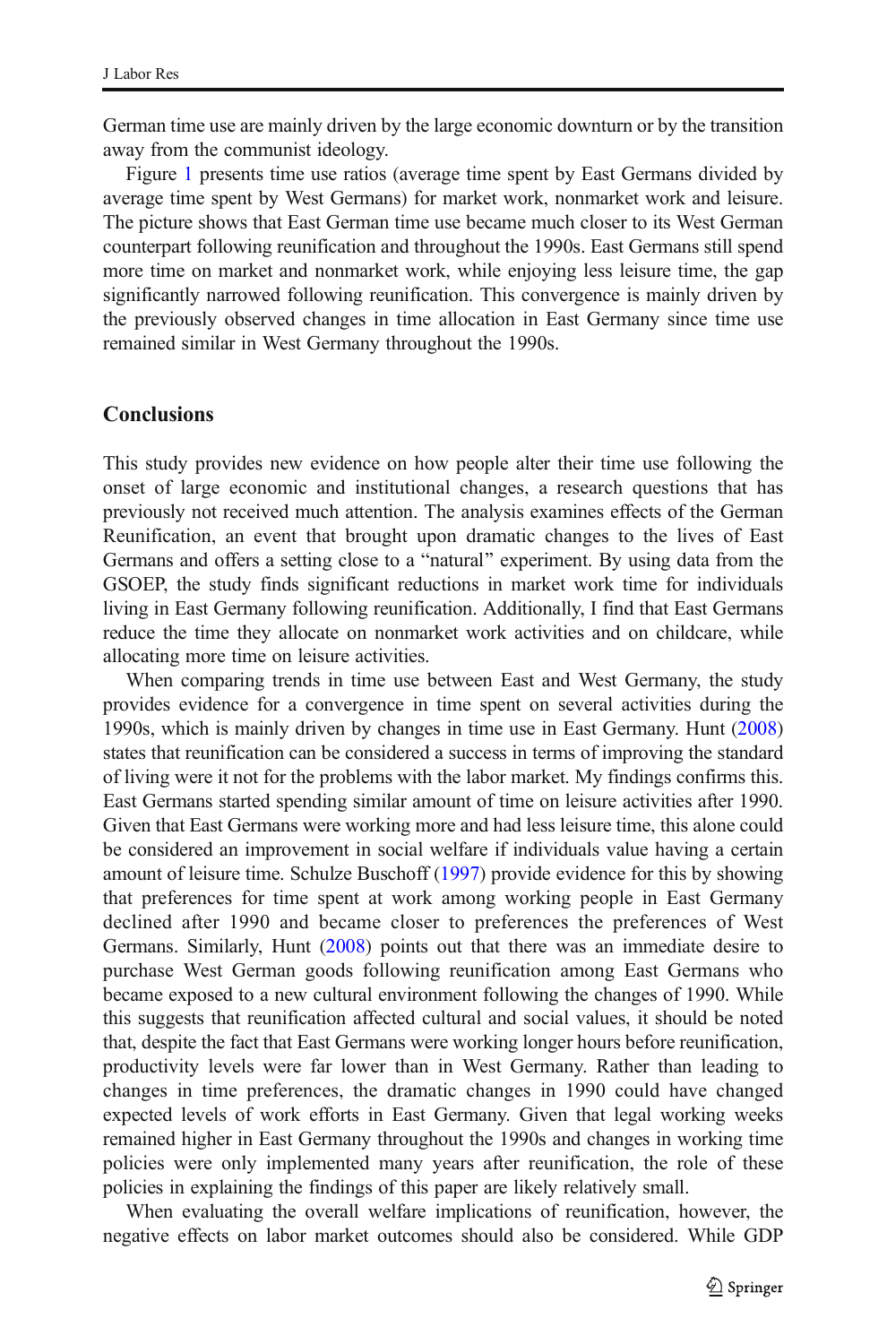German time use are mainly driven by the large economic downturn or by the transition away from the communist ideology.

Figure 1 presents time use ratios (average time spent by East Germans divided by average time spent by West Germans) for market work, nonmarket work and leisure. The picture shows that East German time use became much closer to its West German counterpart following reunification and throughout the 1990s. East Germans still spend more time on market and nonmarket work, while enjoying less leisure time, the gap significantly narrowed following reunification. This convergence is mainly driven by the previously observed changes in time allocation in East Germany since time use remained similar in West Germany throughout the 1990s.

## Conclusions

This study provides new evidence on how people alter their time use following the onset of large economic and institutional changes, a research questions that has previously not received much attention. The analysis examines effects of the German Reunification, an event that brought upon dramatic changes to the lives of East Germans and offers a setting close to a "natural" experiment. By using data from the GSOEP, the study finds significant reductions in market work time for individuals living in East Germany following reunification. Additionally, I find that East Germans reduce the time they allocate on nonmarket work activities and on childcare, while allocating more time on leisure activities.

When comparing trends in time use between East and West Germany, the study provides evidence for a convergence in time spent on several activities during the 1990s, which is mainly driven by changes in time use in East Germany. Hunt (2008) states that reunification can be considered a success in terms of improving the standard of living were it not for the problems with the labor market. My findings confirms this. East Germans started spending similar amount of time on leisure activities after 1990. Given that East Germans were working more and had less leisure time, this alone could be considered an improvement in social welfare if individuals value having a certain amount of leisure time. Schulze Buschoff (1997) provide evidence for this by showing that preferences for time spent at work among working people in East Germany declined after 1990 and became closer to preferences the preferences of West Germans. Similarly, Hunt (2008) points out that there was an immediate desire to purchase West German goods following reunification among East Germans who became exposed to a new cultural environment following the changes of 1990. While this suggests that reunification affected cultural and social values, it should be noted that, despite the fact that East Germans were working longer hours before reunification, productivity levels were far lower than in West Germany. Rather than leading to changes in time preferences, the dramatic changes in 1990 could have changed expected levels of work efforts in East Germany. Given that legal working weeks remained higher in East Germany throughout the 1990s and changes in working time policies were only implemented many years after reunification, the role of these policies in explaining the findings of this paper are likely relatively small.

When evaluating the overall welfare implications of reunification, however, the negative effects on labor market outcomes should also be considered. While GDP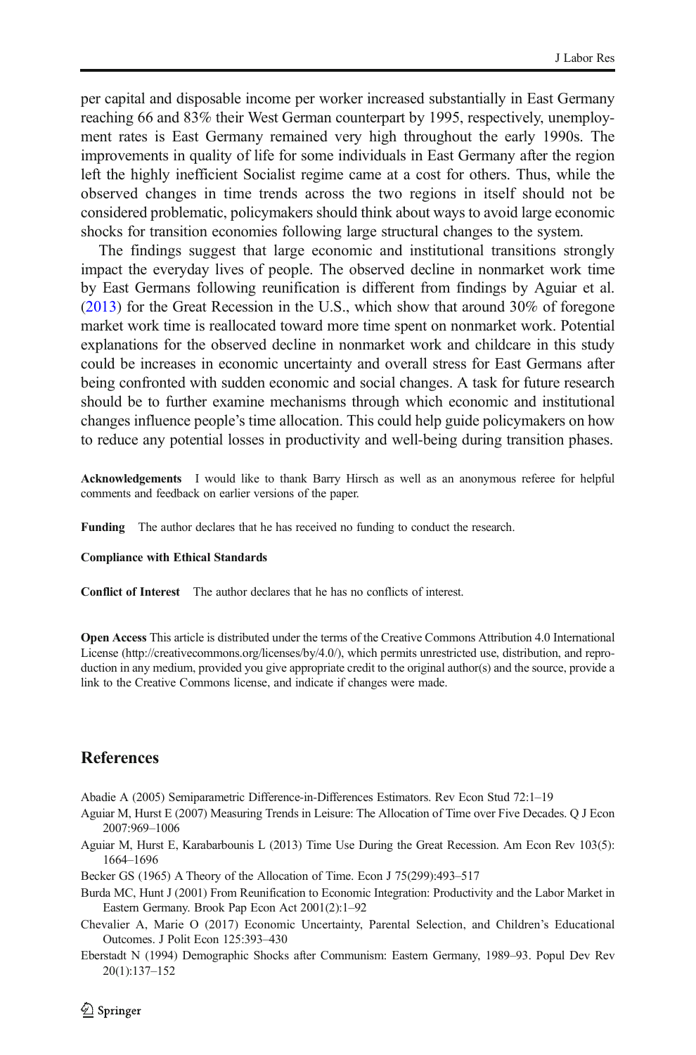per capital and disposable income per worker increased substantially in East Germany reaching 66 and 83% their West German counterpart by 1995, respectively, unemployment rates is East Germany remained very high throughout the early 1990s. The improvements in quality of life for some individuals in East Germany after the region left the highly inefficient Socialist regime came at a cost for others. Thus, while the observed changes in time trends across the two regions in itself should not be considered problematic, policymakers should think about ways to avoid large economic shocks for transition economies following large structural changes to the system.

The findings suggest that large economic and institutional transitions strongly impact the everyday lives of people. The observed decline in nonmarket work time by East Germans following reunification is different from findings by Aguiar et al. (2013) for the Great Recession in the U.S., which show that around 30% of foregone market work time is reallocated toward more time spent on nonmarket work. Potential explanations for the observed decline in nonmarket work and childcare in this study could be increases in economic uncertainty and overall stress for East Germans after being confronted with sudden economic and social changes. A task for future research should be to further examine mechanisms through which economic and institutional changes influence people's time allocation. This could help guide policymakers on how to reduce any potential losses in productivity and well-being during transition phases.

**Acknowledgements** I would like to thank Barry Hirsch as well as an anonymous referee for helpful comments and feedback on earlier versions of the paper.

**Funding** The author declares that he has received no funding to conduct the research.

**Compliance with Ethical Standards**

**Conflict of Interest** The author declares that he has no conflicts of interest.

**Open Access** This article is distributed under the terms of the Creative Commons Attribution 4.0 International License (http://creativecommons.org/licenses/by/4.0/), which permits unrestricted use, distribution, and reproduction in any medium, provided you give appropriate credit to the original author(s) and the source, provide a link to the Creative Commons license, and indicate if changes were made.

## References

Abadie A (2005) Semiparametric Difference-in-Differences Estimators. Rev Econ Stud 72:1–19

Aguiar M, Hurst E (2007) Measuring Trends in Leisure: The Allocation of Time over Five Decades. Q J Econ 2007:969–1006

Aguiar M, Hurst E, Karabarbounis L (2013) Time Use During the Great Recession. Am Econ Rev 103(5): 1664–1696

Becker GS (1965) A Theory of the Allocation of Time. Econ J 75(299):493–517

Burda MC, Hunt J (2001) From Reunification to Economic Integration: Productivity and the Labor Market in Eastern Germany. Brook Pap Econ Act 2001(2):1–92

Chevalier A, Marie O (2017) Economic Uncertainty, Parental Selection, and Children's Educational Outcomes. J Polit Econ 125:393–430

Eberstadt N (1994) Demographic Shocks after Communism: Eastern Germany, 1989–93. Popul Dev Rev 20(1):137–152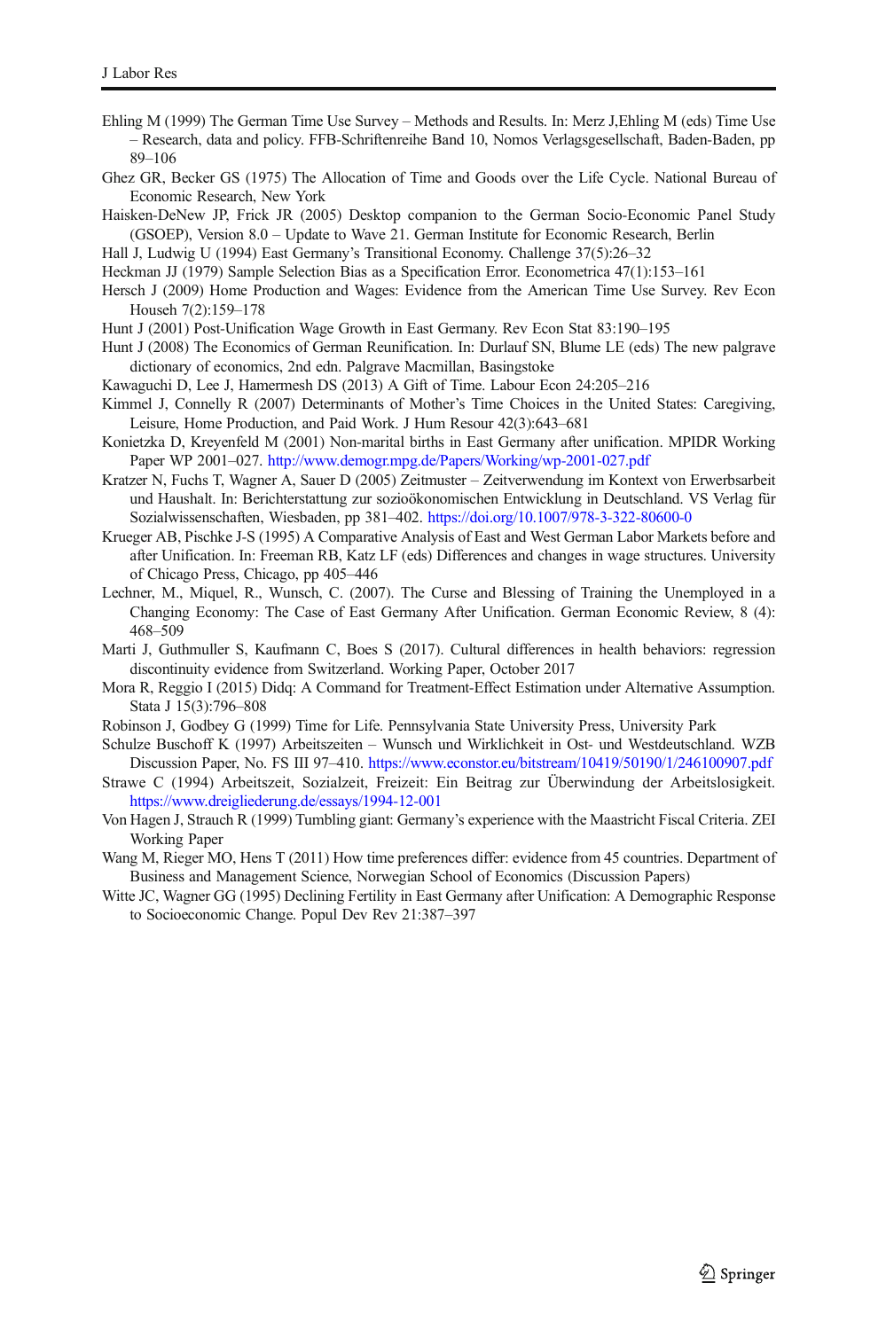Ehling M (1999) The German Time Use Survey – Methods and Results. In: Merz J,Ehling M (eds) Time Use – Research, data and policy. FFB-Schriftenreihe Band 10, Nomos Verlagsgesellschaft, Baden-Baden, pp 89–106

Ghez GR, Becker GS (1975) The Allocation of Time and Goods over the Life Cycle. National Bureau of Economic Research, New York

Haisken-DeNew JP, Frick JR (2005) Desktop companion to the German Socio-Economic Panel Study (GSOEP), Version 8.0 – Update to Wave 21. German Institute for Economic Research, Berlin

Hall J, Ludwig U (1994) East Germany's Transitional Economy. Challenge 37(5):26–32

Heckman JJ (1979) Sample Selection Bias as a Specification Error. Econometrica 47(1):153–161

Hersch J (2009) Home Production and Wages: Evidence from the American Time Use Survey. Rev Econ Househ 7(2):159–178

Hunt J (2001) Post-Unification Wage Growth in East Germany. Rev Econ Stat 83:190–195

Hunt J (2008) The Economics of German Reunification. In: Durlauf SN, Blume LE (eds) The new palgrave dictionary of economics, 2nd edn. Palgrave Macmillan, Basingstoke

Kawaguchi D, Lee J, Hamermesh DS (2013) A Gift of Time. Labour Econ 24:205–216

Kimmel J, Connelly R (2007) Determinants of Mother's Time Choices in the United States: Caregiving, Leisure, Home Production, and Paid Work. J Hum Resour 42(3):643–681

Konietzka D, Kreyenfeld M (2001) Non-marital births in East Germany after unification. MPIDR Working Paper WP 2001–027. http://www.demogr.mpg.de/Papers/Working/wp-2001-027.pdf

Kratzer N, Fuchs T, Wagner A, Sauer D (2005) Zeitmuster – Zeitverwendung im Kontext von Erwerbsarbeit und Haushalt. In: Berichterstattung zur sozioökonomischen Entwicklung in Deutschland. VS Verlag für Sozialwissenschaften, Wiesbaden, pp 381–402. https://doi.org/10.1007/978-3-322-80600-0

Krueger AB, Pischke J-S (1995) A Comparative Analysis of East and West German Labor Markets before and after Unification. In: Freeman RB, Katz LF (eds) Differences and changes in wage structures. University of Chicago Press, Chicago, pp 405–446

Lechner, M., Miquel, R., Wunsch, C. (2007). The Curse and Blessing of Training the Unemployed in a Changing Economy: The Case of East Germany After Unification. German Economic Review, 8 (4): 468–509

Marti J, Guthmuller S, Kaufmann C, Boes S (2017). Cultural differences in health behaviors: regression discontinuity evidence from Switzerland. Working Paper, October 2017

Mora R, Reggio I (2015) Didq: A Command for Treatment-Effect Estimation under Alternative Assumption. Stata J 15(3):796–808

Robinson J, Godbey G (1999) Time for Life. Pennsylvania State University Press, University Park

Schulze Buschoff K (1997) Arbeitszeiten – Wunsch und Wirklichkeit in Ost- und Westdeutschland. WZB Discussion Paper, No. FS III 97–410. https://www.econstor.eu/bitstream/10419/50190/1/246100907.pdf

Strawe C (1994) Arbeitszeit, Sozialzeit, Freizeit: Ein Beitrag zur Überwindung der Arbeitslosigkeit. https://www.dreigliederung.de/essays/1994-12-001

Von Hagen J, Strauch R (1999) Tumbling giant: Germany's experience with the Maastricht Fiscal Criteria. ZEI Working Paper

Wang M, Rieger MO, Hens T (2011) How time preferences differ: evidence from 45 countries. Department of Business and Management Science, Norwegian School of Economics (Discussion Papers)

Witte JC, Wagner GG (1995) Declining Fertility in East Germany after Unification: A Demographic Response to Socioeconomic Change. Popul Dev Rev 21:387–397